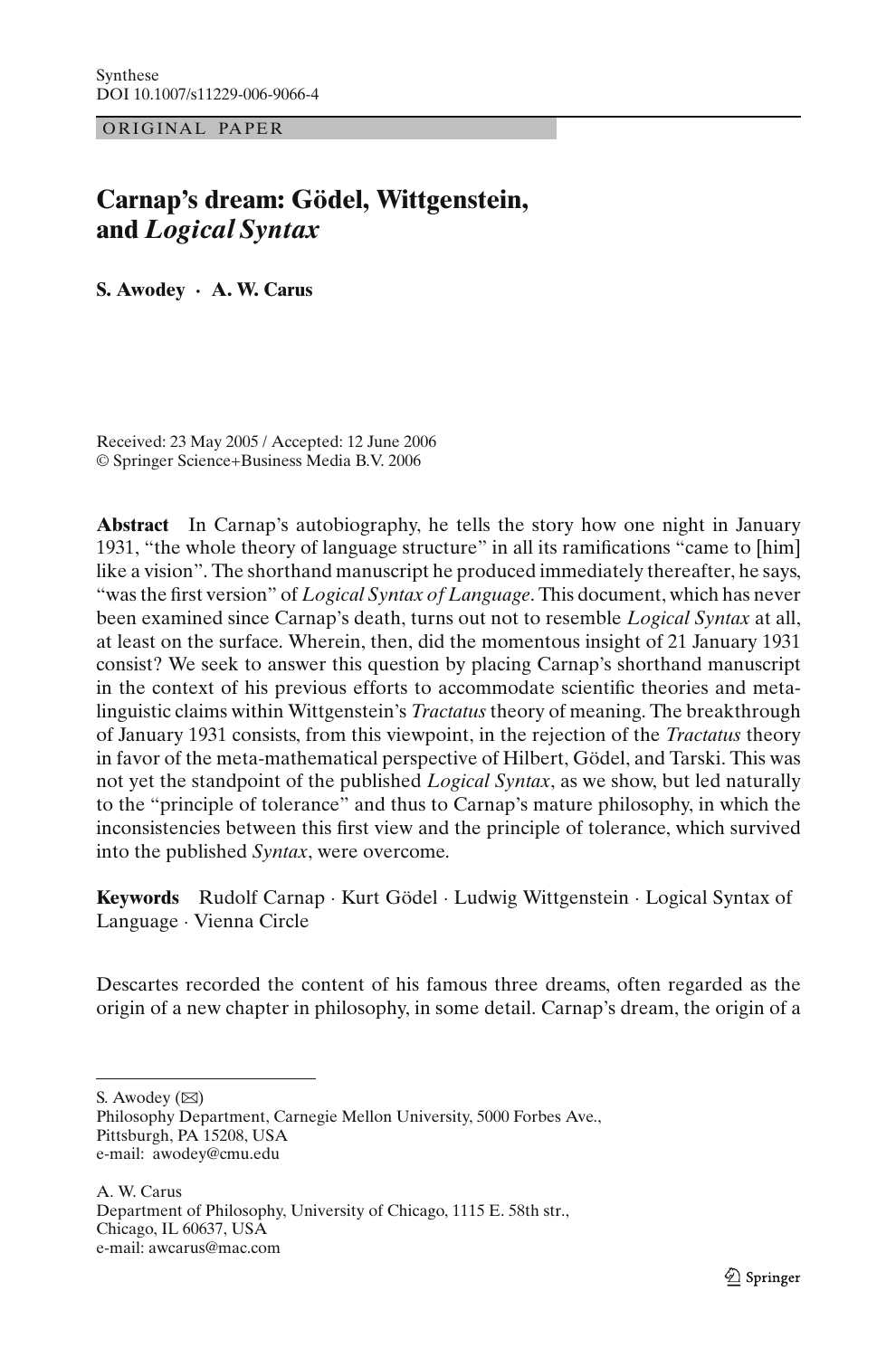Synthese
DOI 10.1007/s11229-006-9066-4

ORIGINAL PAPER

# Carnap's dream: Gödel, Wittgenstein, and *Logical Syntax*

**S. Awodey · A. W. Carus**

Received: 23 May 2005 / Accepted: 12 June 2006
© Springer Science+Business Media B.V. 2006

**Abstract** In Carnap's autobiography, he tells the story how one night in January 1931, "the whole theory of language structure" in all its ramifications "came to [him] like a vision". The shorthand manuscript he produced immediately thereafter, he says, "was the first version" of *Logical Syntax of Language*. This document, which has never been examined since Carnap's death, turns out not to resemble *Logical Syntax* at all, at least on the surface. Wherein, then, did the momentous insight of 21 January 1931 consist? We seek to answer this question by placing Carnap's shorthand manuscript in the context of his previous efforts to accommodate scientific theories and meta-linguistic claims within Wittgenstein's *Tractatus* theory of meaning. The breakthrough of January 1931 consists, from this viewpoint, in the rejection of the *Tractatus* theory in favor of the meta-mathematical perspective of Hilbert, Gödel, and Tarski. This was not yet the standpoint of the published *Logical Syntax*, as we show, but led naturally to the "principle of tolerance" and thus to Carnap's mature philosophy, in which the inconsistencies between this first view and the principle of tolerance, which survived into the published *Syntax*, were overcome.

**Keywords** Rudolf Carnap · Kurt Gödel · Ludwig Wittgenstein · Logical Syntax of Language · Vienna Circle

Descartes recorded the content of his famous three dreams, often regarded as the origin of a new chapter in philosophy, in some detail. Carnap's dream, the origin of a

S. Awodey (✉)
Philosophy Department, Carnegie Mellon University, 5000 Forbes Ave.,
Pittsburgh, PA 15208, USA
e-mail: awodey@cmu.edu

A. W. Carus
Department of Philosophy, University of Chicago, 1115 E. 58th str.,
Chicago, IL 60637, USA
e-mail: awcarus@mac.com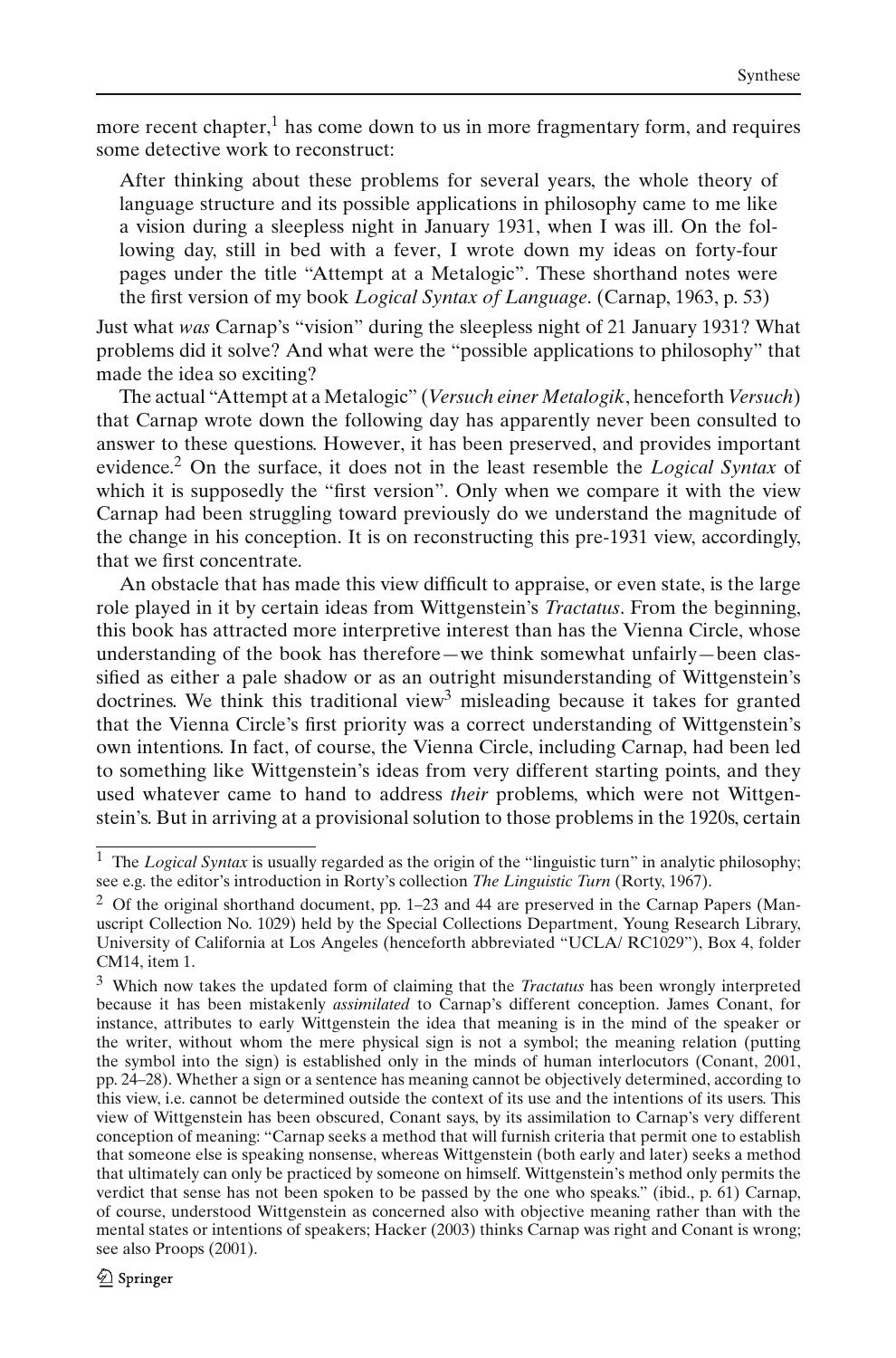more recent chapter,[1] has come down to us in more fragmentary form, and requires some detective work to reconstruct:

> After thinking about these problems for several years, the whole theory of language structure and its possible applications in philosophy came to me like a vision during a sleepless night in January 1931, when I was ill. On the following day, still in bed with a fever, I wrote down my ideas on forty-four pages under the title "Attempt at a Metalogic". These shorthand notes were the first version of my book *Logical Syntax of Language*. (Carnap, 1963, p. 53)

Just what *was* Carnap's "vision" during the sleepless night of 21 January 1931? What problems did it solve? And what were the "possible applications to philosophy" that made the idea so exciting?

The actual "Attempt at a Metalogic" (*Versuch einer Metalogik*, henceforth *Versuch*) that Carnap wrote down the following day has apparently never been consulted to answer to these questions. However, it has been preserved, and provides important evidence.[2] On the surface, it does not in the least resemble the *Logical Syntax* of which it is supposedly the "first version". Only when we compare it with the view Carnap had been struggling toward previously do we understand the magnitude of the change in his conception. It is on reconstructing this pre-1931 view, accordingly, that we first concentrate.

An obstacle that has made this view difficult to appraise, or even state, is the large role played in it by certain ideas from Wittgenstein's *Tractatus*. From the beginning, this book has attracted more interpretive interest than has the Vienna Circle, whose understanding of the book has therefore—we think somewhat unfairly—been classified as either a pale shadow or as an outright misunderstanding of Wittgenstein's doctrines. We think this traditional view[3] misleading because it takes for granted that the Vienna Circle's first priority was a correct understanding of Wittgenstein's own intentions. In fact, of course, the Vienna Circle, including Carnap, had been led to something like Wittgenstein's ideas from very different starting points, and they used whatever came to hand to address *their* problems, which were not Wittgenstein's. But in arriving at a provisional solution to those problems in the 1920s, certain

---

[1] The *Logical Syntax* is usually regarded as the origin of the "linguistic turn" in analytic philosophy; see e.g. the editor's introduction in Rorty's collection *The Linguistic Turn* (Rorty, 1967).

[2] Of the original shorthand document, pp. 1–23 and 44 are preserved in the Carnap Papers (Manuscript Collection No. 1029) held by the Special Collections Department, Young Research Library, University of California at Los Angeles (henceforth abbreviated "UCLA/ RC1029"), Box 4, folder CM14, item 1.

[3] Which now takes the updated form of claiming that the *Tractatus* has been wrongly interpreted because it has been mistakenly *assimilated* to Carnap's different conception. James Conant, for instance, attributes to early Wittgenstein the idea that meaning is in the mind of the speaker or the writer, without whom the mere physical sign is not a symbol; the meaning relation (putting the symbol into the sign) is established only in the minds of human interlocutors (Conant, 2001, pp. 24–28). Whether a sign or a sentence has meaning cannot be objectively determined, according to this view, i.e. cannot be determined outside the context of its use and the intentions of its users. This view of Wittgenstein has been obscured, Conant says, by its assimilation to Carnap's very different conception of meaning: "Carnap seeks a method that will furnish criteria that permit one to establish that someone else is speaking nonsense, whereas Wittgenstein (both early and later) seeks a method that ultimately can only be practiced by someone on himself. Wittgenstein's method only permits the verdict that sense has not been spoken to be passed by the one who speaks." (ibid., p. 61) Carnap, of course, understood Wittgenstein as concerned also with objective meaning rather than with the mental states or intentions of speakers; Hacker (2003) thinks Carnap was right and Conant is wrong; see also Proops (2001).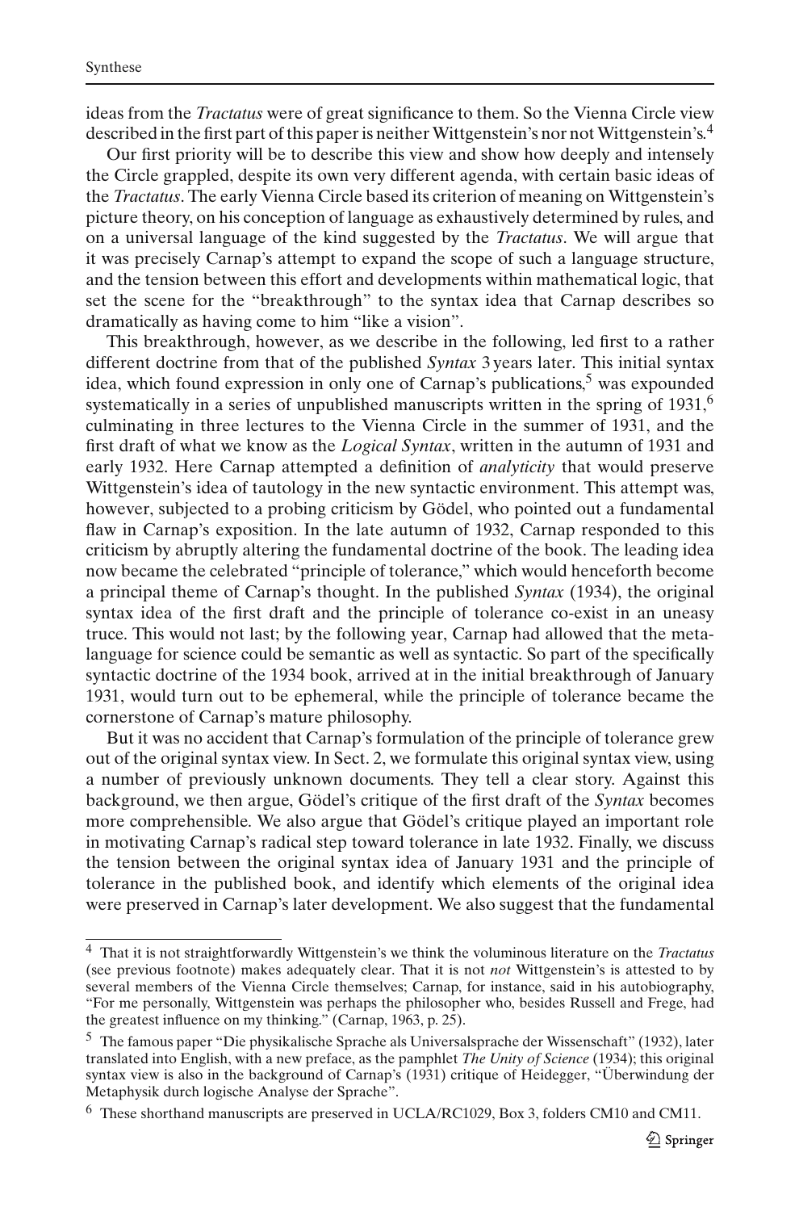ideas from the *Tractatus* were of great significance to them. So the Vienna Circle view described in the first part of this paper is neither Wittgenstein's nor not Wittgenstein's.[4]

Our first priority will be to describe this view and show how deeply and intensely the Circle grappled, despite its own very different agenda, with certain basic ideas of the *Tractatus*. The early Vienna Circle based its criterion of meaning on Wittgenstein's picture theory, on his conception of language as exhaustively determined by rules, and on a universal language of the kind suggested by the *Tractatus*. We will argue that it was precisely Carnap's attempt to expand the scope of such a language structure, and the tension between this effort and developments within mathematical logic, that set the scene for the "breakthrough" to the syntax idea that Carnap describes so dramatically as having come to him "like a vision".

This breakthrough, however, as we describe in the following, led first to a rather different doctrine from that of the published *Syntax* 3 years later. This initial syntax idea, which found expression in only one of Carnap's publications,[5] was expounded systematically in a series of unpublished manuscripts written in the spring of 1931,[6] culminating in three lectures to the Vienna Circle in the summer of 1931, and the first draft of what we know as the *Logical Syntax*, written in the autumn of 1931 and early 1932. Here Carnap attempted a definition of *analyticity* that would preserve Wittgenstein's idea of tautology in the new syntactic environment. This attempt was, however, subjected to a probing criticism by Gödel, who pointed out a fundamental flaw in Carnap's exposition. In the late autumn of 1932, Carnap responded to this criticism by abruptly altering the fundamental doctrine of the book. The leading idea now became the celebrated "principle of tolerance," which would henceforth become a principal theme of Carnap's thought. In the published *Syntax* (1934), the original syntax idea of the first draft and the principle of tolerance co-exist in an uneasy truce. This would not last; by the following year, Carnap had allowed that the meta-language for science could be semantic as well as syntactic. So part of the specifically syntactic doctrine of the 1934 book, arrived at in the initial breakthrough of January 1931, would turn out to be ephemeral, while the principle of tolerance became the cornerstone of Carnap's mature philosophy.

But it was no accident that Carnap's formulation of the principle of tolerance grew out of the original syntax view. In Sect. 2, we formulate this original syntax view, using a number of previously unknown documents. They tell a clear story. Against this background, we then argue, Gödel's critique of the first draft of the *Syntax* becomes more comprehensible. We also argue that Gödel's critique played an important role in motivating Carnap's radical step toward tolerance in late 1932. Finally, we discuss the tension between the original syntax idea of January 1931 and the principle of tolerance in the published book, and identify which elements of the original idea were preserved in Carnap's later development. We also suggest that the fundamental

---

[4] That it is not straightforwardly Wittgenstein's we think the voluminous literature on the *Tractatus* (see previous footnote) makes adequately clear. That it is not *not* Wittgenstein's is attested to by several members of the Vienna Circle themselves; Carnap, for instance, said in his autobiography, "For me personally, Wittgenstein was perhaps the philosopher who, besides Russell and Frege, had the greatest influence on my thinking." (Carnap, 1963, p. 25).

[5] The famous paper "Die physikalische Sprache als Universalsprache der Wissenschaft" (1932), later translated into English, with a new preface, as the pamphlet *The Unity of Science* (1934); this original syntax view is also in the background of Carnap's (1931) critique of Heidegger, "Überwindung der Metaphysik durch logische Analyse der Sprache".

[6] These shorthand manuscripts are preserved in UCLA/RC1029, Box 3, folders CM10 and CM11.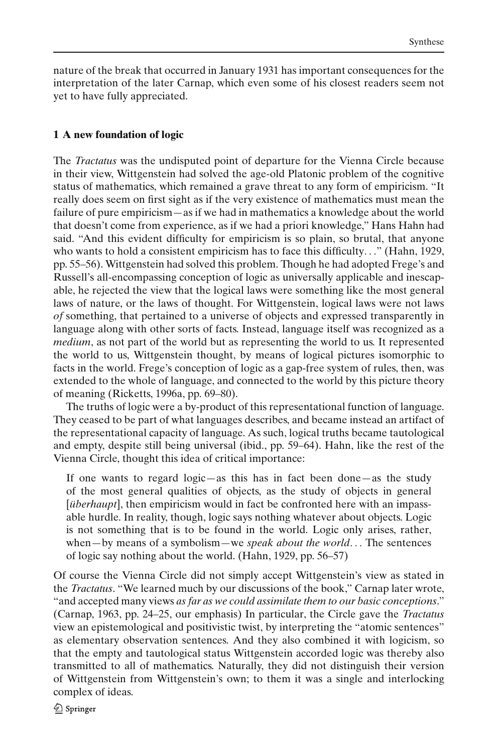nature of the break that occurred in January 1931 has important consequences for the interpretation of the later Carnap, which even some of his closest readers seem not yet to have fully appreciated.

## 1 A new foundation of logic

The *Tractatus* was the undisputed point of departure for the Vienna Circle because in their view, Wittgenstein had solved the age-old Platonic problem of the cognitive status of mathematics, which remained a grave threat to any form of empiricism. "It really does seem on first sight as if the very existence of mathematics must mean the failure of pure empiricism—as if we had in mathematics a knowledge about the world that doesn't come from experience, as if we had a priori knowledge," Hans Hahn had said. "And this evident difficulty for empiricism is so plain, so brutal, that anyone who wants to hold a consistent empiricism has to face this difficulty..." (Hahn, 1929, pp. 55–56). Wittgenstein had solved this problem. Though he had adopted Frege's and Russell's all-encompassing conception of logic as universally applicable and inescapable, he rejected the view that the logical laws were something like the most general laws of nature, or the laws of thought. For Wittgenstein, logical laws were not laws *of* something, that pertained to a universe of objects and expressed transparently in language along with other sorts of facts. Instead, language itself was recognized as a *medium*, as not part of the world but as representing the world to us. It represented the world to us, Wittgenstein thought, by means of logical pictures isomorphic to facts in the world. Frege's conception of logic as a gap-free system of rules, then, was extended to the whole of language, and connected to the world by this picture theory of meaning (Ricketts, 1996a, pp. 69–80).

The truths of logic were a by-product of this representational function of language. They ceased to be part of what languages describes, and became instead an artifact of the representational capacity of language. As such, logical truths became tautological and empty, despite still being universal (ibid., pp. 59–64). Hahn, like the rest of the Vienna Circle, thought this idea of critical importance:

> If one wants to regard logic—as this has in fact been done—as the study of the most general qualities of objects, as the study of objects in general [*überhaupt*], then empiricism would in fact be confronted here with an impassable hurdle. In reality, though, logic says nothing whatever about objects. Logic is not something that is to be found in the world. Logic only arises, rather, when—by means of a symbolism—we *speak about the world*... The sentences of logic say nothing about the world. (Hahn, 1929, pp. 56–57)

Of course the Vienna Circle did not simply accept Wittgenstein's view as stated in the *Tractatus*. "We learned much by our discussions of the book," Carnap later wrote, "and accepted many views *as far as we could assimilate them to our basic conceptions*." (Carnap, 1963, pp. 24–25, our emphasis) In particular, the Circle gave the *Tractatus* view an epistemological and positivistic twist, by interpreting the "atomic sentences" as elementary observation sentences. And they also combined it with logicism, so that the empty and tautological status Wittgenstein accorded logic was thereby also transmitted to all of mathematics. Naturally, they did not distinguish their version of Wittgenstein from Wittgenstein's own; to them it was a single and interlocking complex of ideas.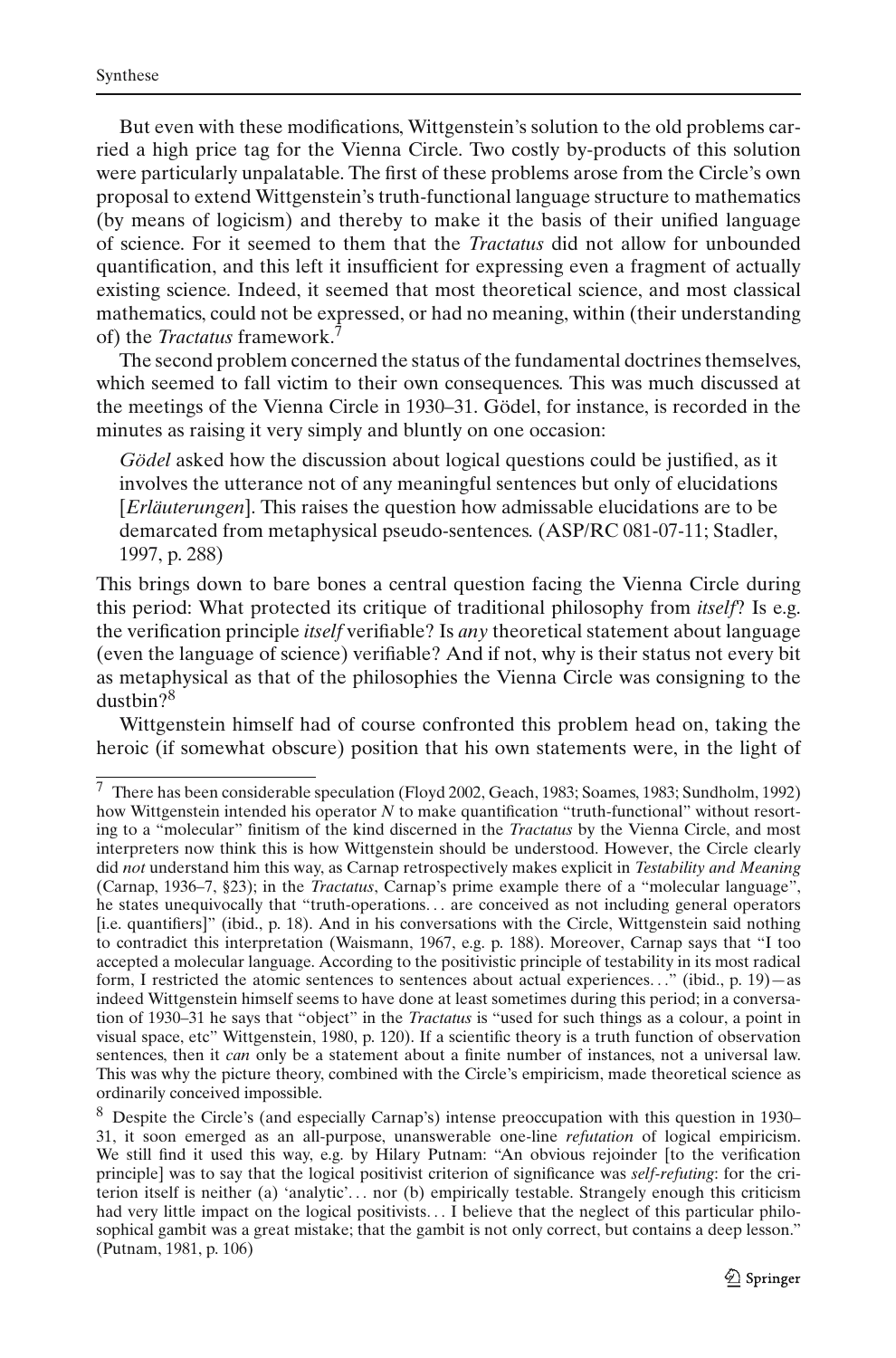But even with these modifications, Wittgenstein's solution to the old problems carried a high price tag for the Vienna Circle. Two costly by-products of this solution were particularly unpalatable. The first of these problems arose from the Circle's own proposal to extend Wittgenstein's truth-functional language structure to mathematics (by means of logicism) and thereby to make it the basis of their unified language of science. For it seemed to them that the *Tractatus* did not allow for unbounded quantification, and this left it insufficient for expressing even a fragment of actually existing science. Indeed, it seemed that most theoretical science, and most classical mathematics, could not be expressed, or had no meaning, within (their understanding of) the *Tractatus* framework.[7]

The second problem concerned the status of the fundamental doctrines themselves, which seemed to fall victim to their own consequences. This was much discussed at the meetings of the Vienna Circle in 1930–31. Gödel, for instance, is recorded in the minutes as raising it very simply and bluntly on one occasion:

> *Gödel* asked how the discussion about logical questions could be justified, as it involves the utterance not of any meaningful sentences but only of elucidations [*Erläuterungen*]. This raises the question how admissable elucidations are to be demarcated from metaphysical pseudo-sentences. (ASP/RC 081-07-11; Stadler, 1997, p. 288)

This brings down to bare bones a central question facing the Vienna Circle during this period: What protected its critique of traditional philosophy from *itself*? Is e.g. the verification principle *itself* verifiable? Is *any* theoretical statement about language (even the language of science) verifiable? And if not, why is their status not every bit as metaphysical as that of the philosophies the Vienna Circle was consigning to the dustbin?[8]

Wittgenstein himself had of course confronted this problem head on, taking the heroic (if somewhat obscure) position that his own statements were, in the light of

---

[7] There has been considerable speculation (Floyd 2002, Geach, 1983; Soames, 1983; Sundholm, 1992) how Wittgenstein intended his operator *N* to make quantification "truth-functional" without resorting to a "molecular" finitism of the kind discerned in the *Tractatus* by the Vienna Circle, and most interpreters now think this is how Wittgenstein should be understood. However, the Circle clearly did *not* understand him this way, as Carnap retrospectively makes explicit in *Testability and Meaning* (Carnap, 1936–7, §23); in the *Tractatus*, Carnap's prime example there of a "molecular language", he states unequivocally that "truth-operations... are conceived as not including general operators [i.e. quantifiers]" (ibid., p. 18). And in his conversations with the Circle, Wittgenstein said nothing to contradict this interpretation (Waismann, 1967, e.g. p. 188). Moreover, Carnap says that "I too accepted a molecular language. According to the positivistic principle of testability in its most radical form, I restricted the atomic sentences to sentences about actual experiences..." (ibid., p. 19)—as indeed Wittgenstein himself seems to have done at least sometimes during this period; in a conversation of 1930–31 he says that "object" in the *Tractatus* is "used for such things as a colour, a point in visual space, etc" Wittgenstein, 1980, p. 120). If a scientific theory is a truth function of observation sentences, then it *can* only be a statement about a finite number of instances, not a universal law. This was why the picture theory, combined with the Circle's empiricism, made theoretical science as ordinarily conceived impossible.

[8] Despite the Circle's (and especially Carnap's) intense preoccupation with this question in 1930–31, it soon emerged as an all-purpose, unanswerable one-line *refutation* of logical empiricism. We still find it used this way, e.g. by Hilary Putnam: "An obvious rejoinder [to the verification principle] was to say that the logical positivist criterion of significance was *self-refuting*: for the criterion itself is neither (a) 'analytic'... nor (b) empirically testable. Strangely enough this criticism had very little impact on the logical positivists... I believe that the neglect of this particular philosophical gambit was a great mistake; that the gambit is not only correct, but contains a deep lesson." (Putnam, 1981, p. 106)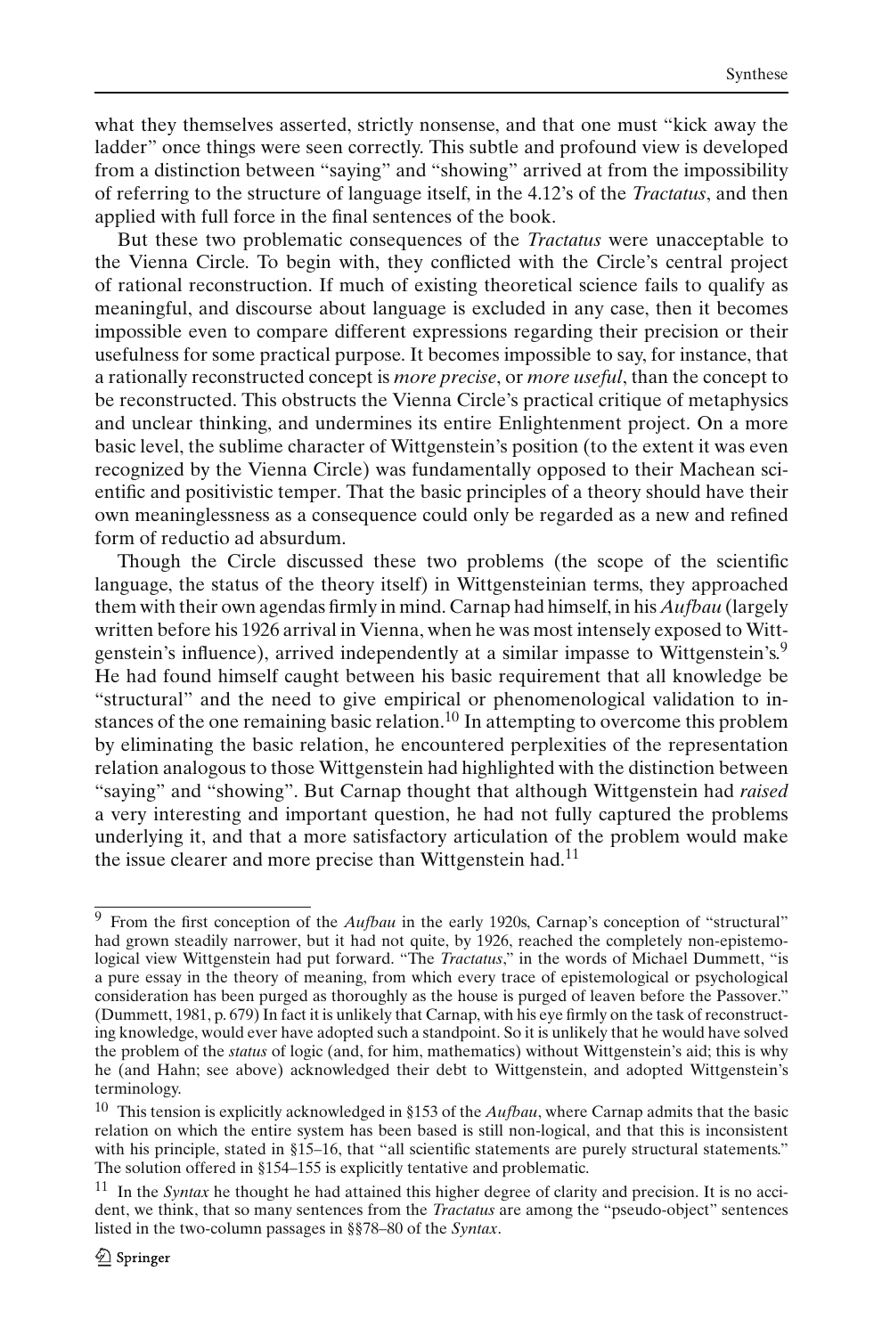what they themselves asserted, strictly nonsense, and that one must "kick away the ladder" once things were seen correctly. This subtle and profound view is developed from a distinction between "saying" and "showing" arrived at from the impossibility of referring to the structure of language itself, in the 4.12's of the *Tractatus*, and then applied with full force in the final sentences of the book.

But these two problematic consequences of the *Tractatus* were unacceptable to the Vienna Circle. To begin with, they conflicted with the Circle's central project of rational reconstruction. If much of existing theoretical science fails to qualify as meaningful, and discourse about language is excluded in any case, then it becomes impossible even to compare different expressions regarding their precision or their usefulness for some practical purpose. It becomes impossible to say, for instance, that a rationally reconstructed concept is *more precise*, or *more useful*, than the concept to be reconstructed. This obstructs the Vienna Circle's practical critique of metaphysics and unclear thinking, and undermines its entire Enlightenment project. On a more basic level, the sublime character of Wittgenstein's position (to the extent it was even recognized by the Vienna Circle) was fundamentally opposed to their Machean scientific and positivistic temper. That the basic principles of a theory should have their own meaninglessness as a consequence could only be regarded as a new and refined form of reductio ad absurdum.

Though the Circle discussed these two problems (the scope of the scientific language, the status of the theory itself) in Wittgensteinian terms, they approached them with their own agendas firmly in mind. Carnap had himself, in his *Aufbau* (largely written before his 1926 arrival in Vienna, when he was most intensely exposed to Wittgenstein's influence), arrived independently at a similar impasse to Wittgenstein's.[9] He had found himself caught between his basic requirement that all knowledge be "structural" and the need to give empirical or phenomenological validation to instances of the one remaining basic relation.[10] In attempting to overcome this problem by eliminating the basic relation, he encountered perplexities of the representation relation analogous to those Wittgenstein had highlighted with the distinction between "saying" and "showing". But Carnap thought that although Wittgenstein had *raised* a very interesting and important question, he had not fully captured the problems underlying it, and that a more satisfactory articulation of the problem would make the issue clearer and more precise than Wittgenstein had.[11]

---

[9] From the first conception of the *Aufbau* in the early 1920s, Carnap's conception of "structural" had grown steadily narrower, but it had not quite, by 1926, reached the completely non-epistemological view Wittgenstein had put forward. "The *Tractatus*," in the words of Michael Dummett, "is a pure essay in the theory of meaning, from which every trace of epistemological or psychological consideration has been purged as thoroughly as the house is purged of leaven before the Passover." (Dummett, 1981, p. 679) In fact it is unlikely that Carnap, with his eye firmly on the task of reconstructing knowledge, would ever have adopted such a standpoint. So it is unlikely that he would have solved the problem of the *status* of logic (and, for him, mathematics) without Wittgenstein's aid; this is why he (and Hahn; see above) acknowledged their debt to Wittgenstein, and adopted Wittgenstein's terminology.

[10] This tension is explicitly acknowledged in §153 of the *Aufbau*, where Carnap admits that the basic relation on which the entire system has been based is still non-logical, and that this is inconsistent with his principle, stated in §15–16, that "all scientific statements are purely structural statements." The solution offered in §154–155 is explicitly tentative and problematic.

[11] In the *Syntax* he thought he had attained this higher degree of clarity and precision. It is no accident, we think, that so many sentences from the *Tractatus* are among the "pseudo-object" sentences listed in the two-column passages in §§78–80 of the *Syntax*.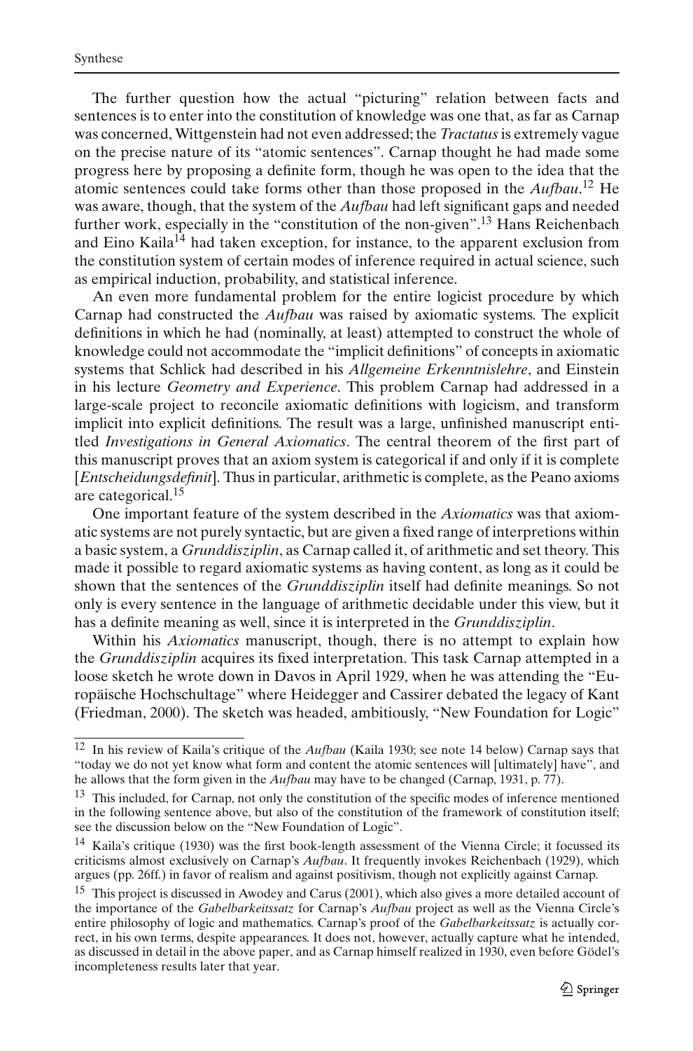The further question how the actual "picturing" relation between facts and sentences is to enter into the constitution of knowledge was one that, as far as Carnap was concerned, Wittgenstein had not even addressed; the *Tractatus* is extremely vague on the precise nature of its "atomic sentences". Carnap thought he had made some progress here by proposing a definite form, though he was open to the idea that the atomic sentences could take forms other than those proposed in the *Aufbau*.[12] He was aware, though, that the system of the *Aufbau* had left significant gaps and needed further work, especially in the "constitution of the non-given".[13] Hans Reichenbach and Eino Kaila[14] had taken exception, for instance, to the apparent exclusion from the constitution system of certain modes of inference required in actual science, such as empirical induction, probability, and statistical inference.

An even more fundamental problem for the entire logicist procedure by which Carnap had constructed the *Aufbau* was raised by axiomatic systems. The explicit definitions in which he had (nominally, at least) attempted to construct the whole of knowledge could not accommodate the "implicit definitions" of concepts in axiomatic systems that Schlick had described in his *Allgemeine Erkenntnislehre*, and Einstein in his lecture *Geometry and Experience*. This problem Carnap had addressed in a large-scale project to reconcile axiomatic definitions with logicism, and transform implicit into explicit definitions. The result was a large, unfinished manuscript entitled *Investigations in General Axiomatics*. The central theorem of the first part of this manuscript proves that an axiom system is categorical if and only if it is complete [*Entscheidungsdefinit*]. Thus in particular, arithmetic is complete, as the Peano axioms are categorical.[15]

One important feature of the system described in the *Axiomatics* was that axiomatic systems are not purely syntactic, but are given a fixed range of interpretions within a basic system, a *Grunddisziplin*, as Carnap called it, of arithmetic and set theory. This made it possible to regard axiomatic systems as having content, as long as it could be shown that the sentences of the *Grunddisziplin* itself had definite meanings. So not only is every sentence in the language of arithmetic decidable under this view, but it has a definite meaning as well, since it is interpreted in the *Grunddisziplin*.

Within his *Axiomatics* manuscript, though, there is no attempt to explain how the *Grunddisziplin* acquires its fixed interpretation. This task Carnap attempted in a loose sketch he wrote down in Davos in April 1929, when he was attending the "Europäische Hochschultage" where Heidegger and Cassirer debated the legacy of Kant (Friedman, 2000). The sketch was headed, ambitiously, "New Foundation for Logic"

---

[12] In his review of Kaila's critique of the *Aufbau* (Kaila 1930; see note 14 below) Carnap says that "today we do not yet know what form and content the atomic sentences will [ultimately] have", and he allows that the form given in the *Aufbau* may have to be changed (Carnap, 1931, p. 77).

[13] This included, for Carnap, not only the constitution of the specific modes of inference mentioned in the following sentence above, but also of the constitution of the framework of constitution itself; see the discussion below on the "New Foundation of Logic".

[14] Kaila's critique (1930) was the first book-length assessment of the Vienna Circle; it focussed its criticisms almost exclusively on Carnap's *Aufbau*. It frequently invokes Reichenbach (1929), which argues (pp. 26ff.) in favor of realism and against positivism, though not explicitly against Carnap.

[15] This project is discussed in Awodey and Carus (2001), which also gives a more detailed account of the importance of the *Gabelbarkeitssatz* for Carnap's *Aufbau* project as well as the Vienna Circle's entire philosophy of logic and mathematics. Carnap's proof of the *Gabelbarkeitssatz* is actually correct, in his own terms, despite appearances. It does not, however, actually capture what he intended, as discussed in detail in the above paper, and as Carnap himself realized in 1930, even before Gödel's incompleteness results later that year.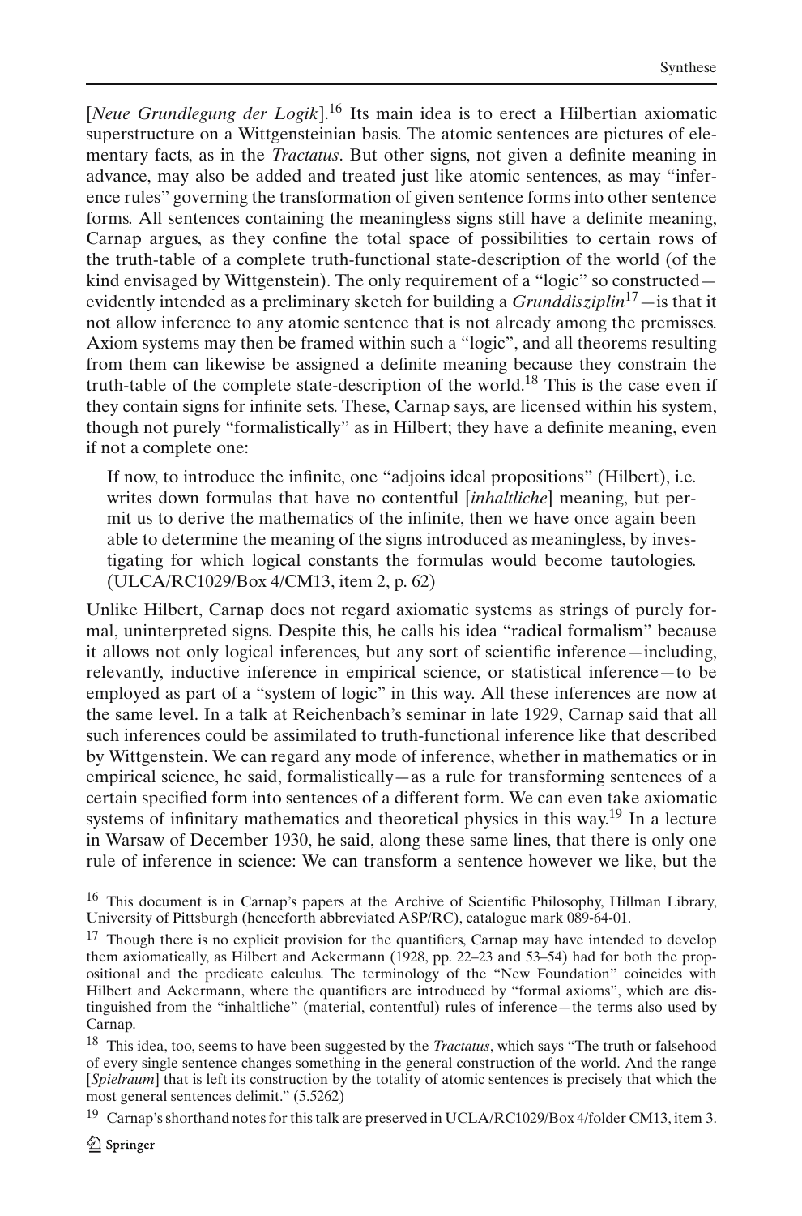[*Neue Grundlegung der Logik*].[16] Its main idea is to erect a Hilbertian axiomatic superstructure on a Wittgensteinian basis. The atomic sentences are pictures of elementary facts, as in the *Tractatus*. But other signs, not given a definite meaning in advance, may also be added and treated just like atomic sentences, as may "inference rules" governing the transformation of given sentence forms into other sentence forms. All sentences containing the meaningless signs still have a definite meaning, Carnap argues, as they confine the total space of possibilities to certain rows of the truth-table of a complete truth-functional state-description of the world (of the kind envisaged by Wittgenstein). The only requirement of a "logic" so constructed—evidently intended as a preliminary sketch for building a *Grunddisziplin*[17]—is that it not allow inference to any atomic sentence that is not already among the premisses. Axiom systems may then be framed within such a "logic", and all theorems resulting from them can likewise be assigned a definite meaning because they constrain the truth-table of the complete state-description of the world.[18] This is the case even if they contain signs for infinite sets. These, Carnap says, are licensed within his system, though not purely "formalistically" as in Hilbert; they have a definite meaning, even if not a complete one:

> If now, to introduce the infinite, one "adjoins ideal propositions" (Hilbert), i.e. writes down formulas that have no contentful [*inhaltliche*] meaning, but permit us to derive the mathematics of the infinite, then we have once again been able to determine the meaning of the signs introduced as meaningless, by investigating for which logical constants the formulas would become tautologies. (ULCA/RC1029/Box 4/CM13, item 2, p. 62)

Unlike Hilbert, Carnap does not regard axiomatic systems as strings of purely formal, uninterpreted signs. Despite this, he calls his idea "radical formalism" because it allows not only logical inferences, but any sort of scientific inference—including, relevantly, inductive inference in empirical science, or statistical inference—to be employed as part of a "system of logic" in this way. All these inferences are now at the same level. In a talk at Reichenbach's seminar in late 1929, Carnap said that all such inferences could be assimilated to truth-functional inference like that described by Wittgenstein. We can regard any mode of inference, whether in mathematics or in empirical science, he said, formalistically—as a rule for transforming sentences of a certain specified form into sentences of a different form. We can even take axiomatic systems of infinitary mathematics and theoretical physics in this way.[19] In a lecture in Warsaw of December 1930, he said, along these same lines, that there is only one rule of inference in science: We can transform a sentence however we like, but the

---

[16] This document is in Carnap's papers at the Archive of Scientific Philosophy, Hillman Library, University of Pittsburgh (henceforth abbreviated ASP/RC), catalogue mark 089-64-01.

[17] Though there is no explicit provision for the quantifiers, Carnap may have intended to develop them axiomatically, as Hilbert and Ackermann (1928, pp. 22–23 and 53–54) had for both the propositional and the predicate calculus. The terminology of the "New Foundation" coincides with Hilbert and Ackermann, where the quantifiers are introduced by "formal axioms", which are distinguished from the "inhaltliche" (material, contentful) rules of inference—the terms also used by Carnap.

[18] This idea, too, seems to have been suggested by the *Tractatus*, which says "The truth or falsehood of every single sentence changes something in the general construction of the world. And the range [*Spielraum*] that is left its construction by the totality of atomic sentences is precisely that which the most general sentences delimit." (5.5262)

[19] Carnap's shorthand notes for this talk are preserved in UCLA/RC1029/Box 4/folder CM13, item 3.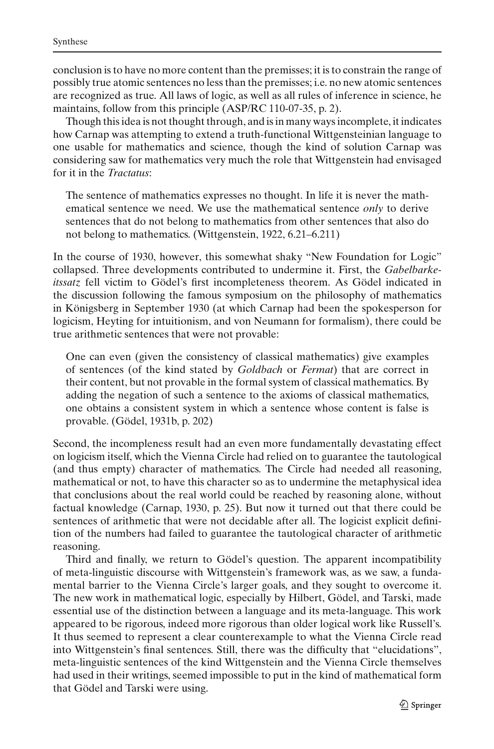conclusion is to have no more content than the premisses; it is to constrain the range of possibly true atomic sentences no less than the premisses; i.e. no new atomic sentences are recognized as true. All laws of logic, as well as all rules of inference in science, he maintains, follow from this principle (ASP/RC 110-07-35, p. 2).

Though this idea is not thought through, and is in many ways incomplete, it indicates how Carnap was attempting to extend a truth-functional Wittgensteinian language to one usable for mathematics and science, though the kind of solution Carnap was considering saw for mathematics very much the role that Wittgenstein had envisaged for it in the *Tractatus*:

> The sentence of mathematics expresses no thought. In life it is never the mathematical sentence we need. We use the mathematical sentence *only* to derive sentences that do not belong to mathematics from other sentences that also do not belong to mathematics. (Wittgenstein, 1922, 6.21–6.211)

In the course of 1930, however, this somewhat shaky "New Foundation for Logic" collapsed. Three developments contributed to undermine it. First, the *Gabelbarkeitssatz* fell victim to Gödel's first incompleteness theorem. As Gödel indicated in the discussion following the famous symposium on the philosophy of mathematics in Königsberg in September 1930 (at which Carnap had been the spokesperson for logicism, Heyting for intuitionism, and von Neumann for formalism), there could be true arithmetic sentences that were not provable:

> One can even (given the consistency of classical mathematics) give examples of sentences (of the kind stated by *Goldbach* or *Fermat*) that are correct in their content, but not provable in the formal system of classical mathematics. By adding the negation of such a sentence to the axioms of classical mathematics, one obtains a consistent system in which a sentence whose content is false is provable. (Gödel, 1931b, p. 202)

Second, the incompleteness result had an even more fundamentally devastating effect on logicism itself, which the Vienna Circle had relied on to guarantee the tautological (and thus empty) character of mathematics. The Circle had needed all reasoning, mathematical or not, to have this character so as to undermine the metaphysical idea that conclusions about the real world could be reached by reasoning alone, without factual knowledge (Carnap, 1930, p. 25). But now it turned out that there could be sentences of arithmetic that were not decidable after all. The logicist explicit definition of the numbers had failed to guarantee the tautological character of arithmetic reasoning.

Third and finally, we return to Gödel's question. The apparent incompatibility of meta-linguistic discourse with Wittgenstein's framework was, as we saw, a fundamental barrier to the Vienna Circle's larger goals, and they sought to overcome it. The new work in mathematical logic, especially by Hilbert, Gödel, and Tarski, made essential use of the distinction between a language and its meta-language. This work appeared to be rigorous, indeed more rigorous than older logical work like Russell's. It thus seemed to represent a clear counterexample to what the Vienna Circle read into Wittgenstein's final sentences. Still, there was the difficulty that "elucidations", meta-linguistic sentences of the kind Wittgenstein and the Vienna Circle themselves had used in their writings, seemed impossible to put in the kind of mathematical form that Gödel and Tarski were using.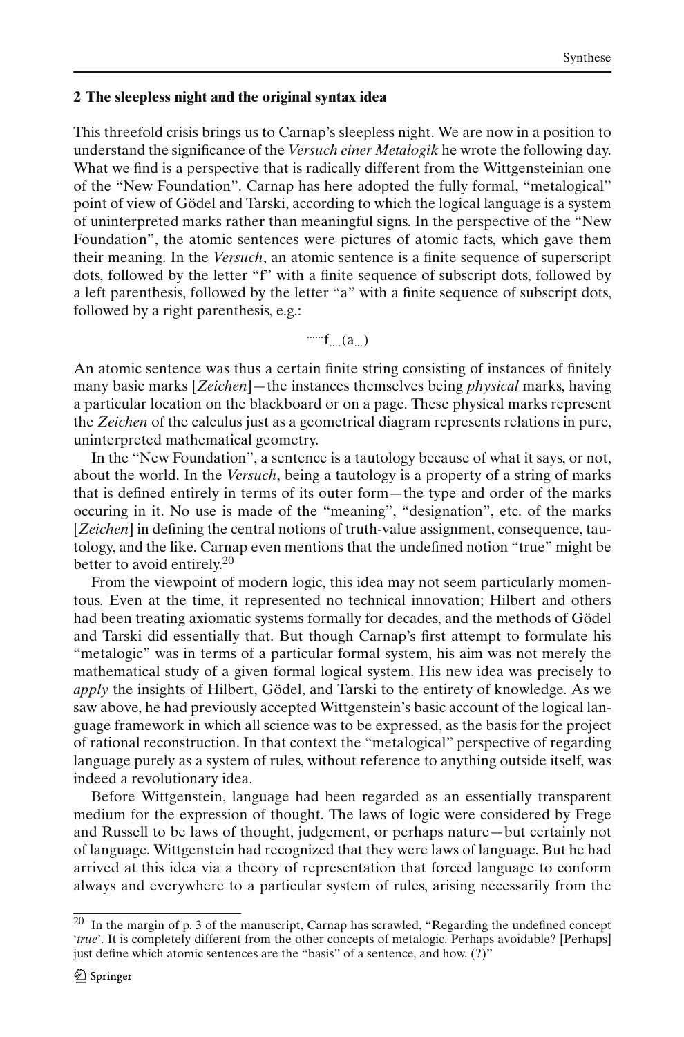## 2 The sleepless night and the original syntax idea

This threefold crisis brings us to Carnap's sleepless night. We are now in a position to understand the significance of the *Versuch einer Metalogik* he wrote the following day. What we find is a perspective that is radically different from the Wittgensteinian one of the "New Foundation". Carnap has here adopted the fully formal, "metalogical" point of view of Gödel and Tarski, according to which the logical language is a system of uninterpreted marks rather than meaningful signs. In the perspective of the "New Foundation", the atomic sentences were pictures of atomic facts, which gave them their meaning. In the *Versuch*, an atomic sentence is a finite sequence of superscript dots, followed by the letter "f" with a finite sequence of subscript dots, followed by a left parenthesis, followed by the letter "a" with a finite sequence of subscript dots, followed by a right parenthesis, e.g.:

$$^{\cdots\cdots}f_{\cdots\cdot}(a_{\cdots})$$

An atomic sentence was thus a certain finite string consisting of instances of finitely many basic marks [*Zeichen*]—the instances themselves being *physical* marks, having a particular location on the blackboard or on a page. These physical marks represent the *Zeichen* of the calculus just as a geometrical diagram represents relations in pure, uninterpreted mathematical geometry.

In the "New Foundation", a sentence is a tautology because of what it says, or not, about the world. In the *Versuch*, being a tautology is a property of a string of marks that is defined entirely in terms of its outer form—the type and order of the marks occuring in it. No use is made of the "meaning", "designation", etc. of the marks [*Zeichen*] in defining the central notions of truth-value assignment, consequence, tautology, and the like. Carnap even mentions that the undefined notion "true" might be better to avoid entirely.[20]

From the viewpoint of modern logic, this idea may not seem particularly momentous. Even at the time, it represented no technical innovation; Hilbert and others had been treating axiomatic systems formally for decades, and the methods of Gödel and Tarski did essentially that. But though Carnap's first attempt to formulate his "metalogic" was in terms of a particular formal system, his aim was not merely the mathematical study of a given formal logical system. His new idea was precisely to *apply* the insights of Hilbert, Gödel, and Tarski to the entirety of knowledge. As we saw above, he had previously accepted Wittgenstein's basic account of the logical language framework in which all science was to be expressed, as the basis for the project of rational reconstruction. In that context the "metalogical" perspective of regarding language purely as a system of rules, without reference to anything outside itself, was indeed a revolutionary idea.

Before Wittgenstein, language had been regarded as an essentially transparent medium for the expression of thought. The laws of logic were considered by Frege and Russell to be laws of thought, judgement, or perhaps nature—but certainly not of language. Wittgenstein had recognized that they were laws of language. But he had arrived at this idea via a theory of representation that forced language to conform always and everywhere to a particular system of rules, arising necessarily from the

[20] In the margin of p. 3 of the manuscript, Carnap has scrawled, "Regarding the undefined concept '*true*'. It is completely different from the other concepts of metalogic. Perhaps avoidable? [Perhaps] just define which atomic sentences are the "basis" of a sentence, and how. (?)"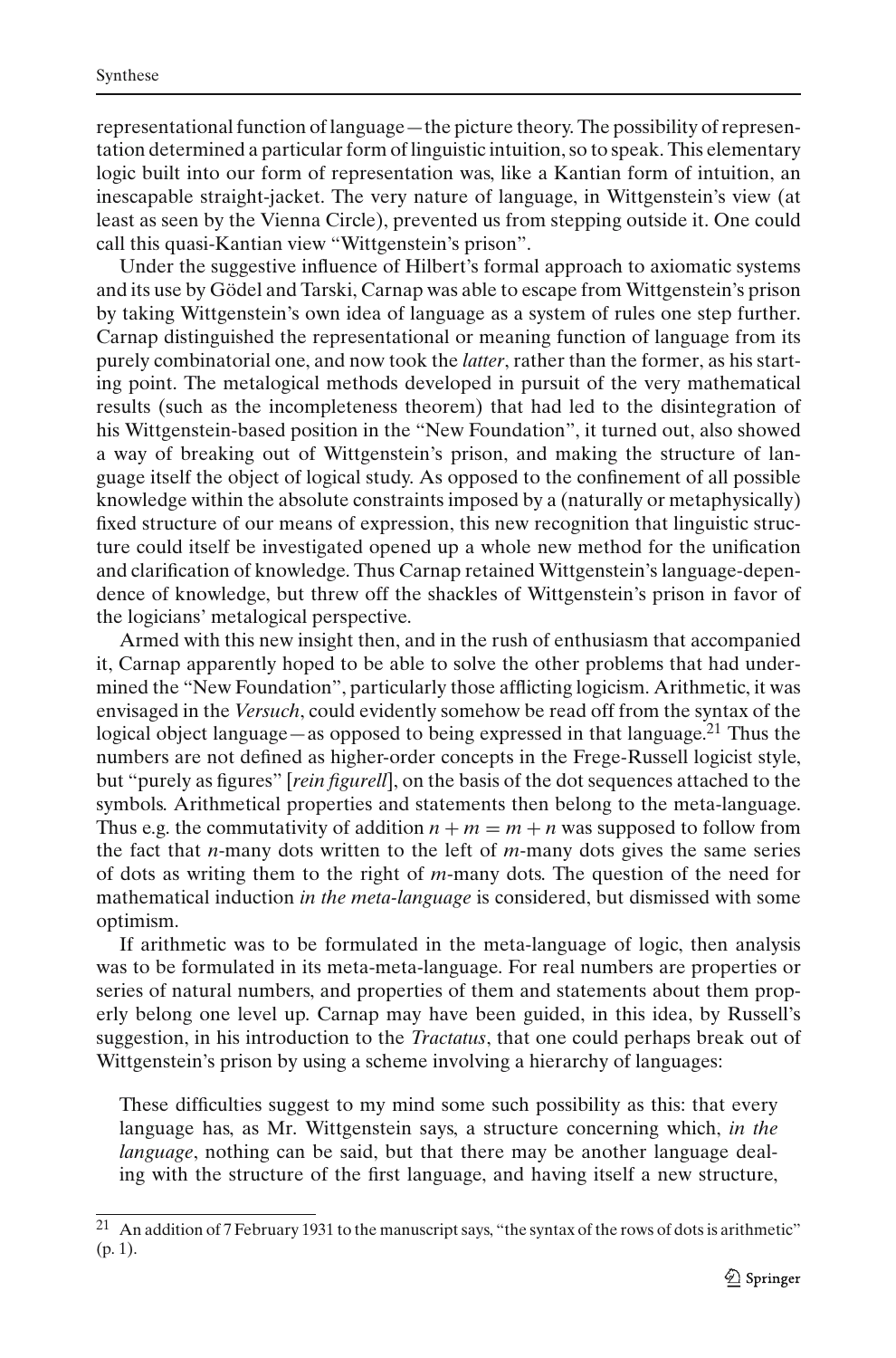representational function of language—the picture theory. The possibility of representation determined a particular form of linguistic intuition, so to speak. This elementary logic built into our form of representation was, like a Kantian form of intuition, an inescapable straight-jacket. The very nature of language, in Wittgenstein's view (at least as seen by the Vienna Circle), prevented us from stepping outside it. One could call this quasi-Kantian view "Wittgenstein's prison".

Under the suggestive influence of Hilbert's formal approach to axiomatic systems and its use by Gödel and Tarski, Carnap was able to escape from Wittgenstein's prison by taking Wittgenstein's own idea of language as a system of rules one step further. Carnap distinguished the representational or meaning function of language from its purely combinatorial one, and now took the *latter*, rather than the former, as his starting point. The metalogical methods developed in pursuit of the very mathematical results (such as the incompleteness theorem) that had led to the disintegration of his Wittgenstein-based position in the "New Foundation", it turned out, also showed a way of breaking out of Wittgenstein's prison, and making the structure of language itself the object of logical study. As opposed to the confinement of all possible knowledge within the absolute constraints imposed by a (naturally or metaphysically) fixed structure of our means of expression, this new recognition that linguistic structure could itself be investigated opened up a whole new method for the unification and clarification of knowledge. Thus Carnap retained Wittgenstein's language-dependence of knowledge, but threw off the shackles of Wittgenstein's prison in favor of the logicians' metalogical perspective.

Armed with this new insight then, and in the rush of enthusiasm that accompanied it, Carnap apparently hoped to be able to solve the other problems that had undermined the "New Foundation", particularly those afflicting logicism. Arithmetic, it was envisaged in the *Versuch*, could evidently somehow be read off from the syntax of the logical object language—as opposed to being expressed in that language.[21] Thus the numbers are not defined as higher-order concepts in the Frege-Russell logicist style, but "purely as figures" [*rein figurell*], on the basis of the dot sequences attached to the symbols. Arithmetical properties and statements then belong to the meta-language. Thus e.g. the commutativity of addition $n + m = m + n$ was supposed to follow from the fact that $n$-many dots written to the left of $m$-many dots gives the same series of dots as writing them to the right of $m$-many dots. The question of the need for mathematical induction *in the meta-language* is considered, but dismissed with some optimism.

If arithmetic was to be formulated in the meta-language of logic, then analysis was to be formulated in its meta-meta-language. For real numbers are properties or series of natural numbers, and properties of them and statements about them properly belong one level up. Carnap may have been guided, in this idea, by Russell's suggestion, in his introduction to the *Tractatus*, that one could perhaps break out of Wittgenstein's prison by using a scheme involving a hierarchy of languages:

> These difficulties suggest to my mind some such possibility as this: that every language has, as Mr. Wittgenstein says, a structure concerning which, *in the language*, nothing can be said, but that there may be another language dealing with the structure of the first language, and having itself a new structure,

[21] An addition of 7 February 1931 to the manuscript says, "the syntax of the rows of dots is arithmetic" (p. 1).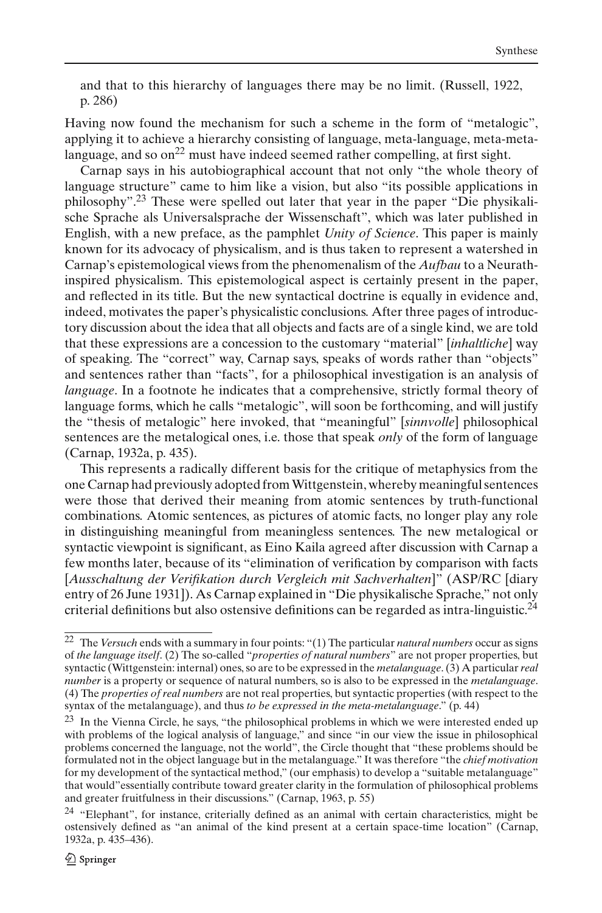and that to this hierarchy of languages there may be no limit. (Russell, 1922, p. 286)

Having now found the mechanism for such a scheme in the form of "metalogic", applying it to achieve a hierarchy consisting of language, meta-language, meta-meta-language, and so on[22] must have indeed seemed rather compelling, at first sight.

Carnap says in his autobiographical account that not only "the whole theory of language structure" came to him like a vision, but also "its possible applications in philosophy".[23] These were spelled out later that year in the paper "Die physikalische Sprache als Universalsprache der Wissenschaft", which was later published in English, with a new preface, as the pamphlet *Unity of Science*. This paper is mainly known for its advocacy of physicalism, and is thus taken to represent a watershed in Carnap's epistemological views from the phenomenalism of the *Aufbau* to a Neurath-inspired physicalism. This epistemological aspect is certainly present in the paper, and reflected in its title. But the new syntactical doctrine is equally in evidence and, indeed, motivates the paper's physicalistic conclusions. After three pages of introductory discussion about the idea that all objects and facts are of a single kind, we are told that these expressions are a concession to the customary "material" [*inhaltliche*] way of speaking. The "correct" way, Carnap says, speaks of words rather than "objects" and sentences rather than "facts", for a philosophical investigation is an analysis of *language*. In a footnote he indicates that a comprehensive, strictly formal theory of language forms, which he calls "metalogic", will soon be forthcoming, and will justify the "thesis of metalogic" here invoked, that "meaningful" [*sinnvolle*] philosophical sentences are the metalogical ones, i.e. those that speak *only* of the form of language (Carnap, 1932a, p. 435).

This represents a radically different basis for the critique of metaphysics from the one Carnap had previously adopted from Wittgenstein, whereby meaningful sentences were those that derived their meaning from atomic sentences by truth-functional combinations. Atomic sentences, as pictures of atomic facts, no longer play any role in distinguishing meaningful from meaningless sentences. The new metalogical or syntactic viewpoint is significant, as Eino Kaila agreed after discussion with Carnap a few months later, because of its "elimination of verification by comparison with facts [*Ausschaltung der Verifikation durch Vergleich mit Sachverhalten*]" (ASP/RC [diary entry of 26 June 1931]). As Carnap explained in "Die physikalische Sprache," not only criterial definitions but also ostensive definitions can be regarded as intra-linguistic.[24]

---

[22] The *Versuch* ends with a summary in four points: "(1) The particular *natural numbers* occur as signs of *the language itself*. (2) The so-called "*properties of natural numbers*" are not proper properties, but syntactic (Wittgenstein: internal) ones, so are to be expressed in the *metalanguage*. (3) A particular *real number* is a property or sequence of natural numbers, so is also to be expressed in the *metalanguage*. (4) The *properties of real numbers* are not real properties, but syntactic properties (with respect to the syntax of the metalanguage), and thus *to be expressed in the meta-metalanguage*." (p. 44)

[23] In the Vienna Circle, he says, "the philosophical problems in which we were interested ended up with problems of the logical analysis of language," and since "in our view the issue in philosophical problems concerned the language, not the world", the Circle thought that "these problems should be formulated not in the object language but in the metalanguage." It was therefore "the *chief motivation* for my development of the syntactical method," (our emphasis) to develop a "suitable metalanguage" that would"essentially contribute toward greater clarity in the formulation of philosophical problems and greater fruitfulness in their discussions." (Carnap, 1963, p. 55)

[24] "Elephant", for instance, criterially defined as an animal with certain characteristics, might be ostensively defined as "an animal of the kind present at a certain space-time location" (Carnap, 1932a, p. 435–436).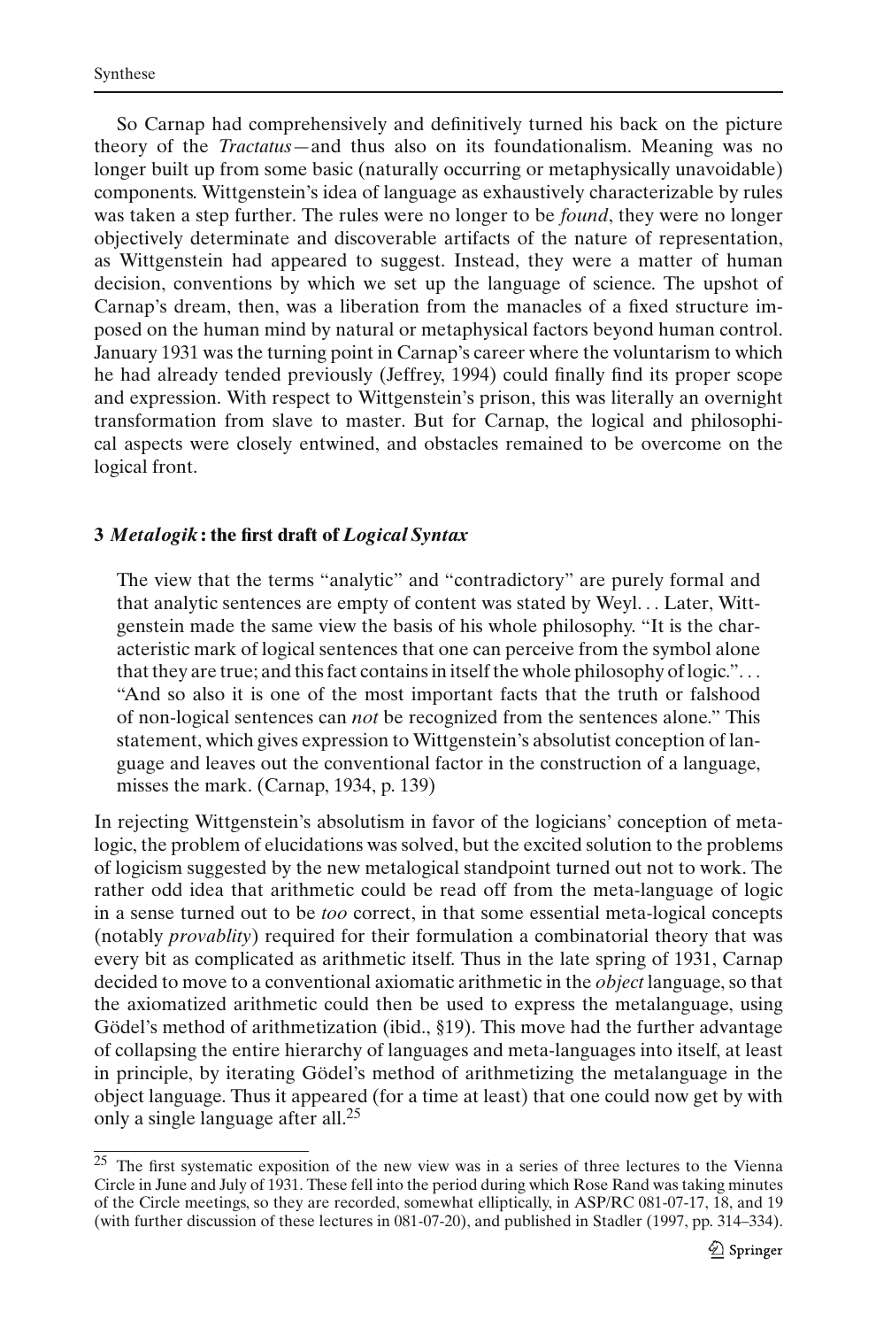So Carnap had comprehensively and definitively turned his back on the picture theory of the *Tractatus*—and thus also on its foundationalism. Meaning was no longer built up from some basic (naturally occurring or metaphysically unavoidable) components. Wittgenstein's idea of language as exhaustively characterizable by rules was taken a step further. The rules were no longer to be *found*, they were no longer objectively determinate and discoverable artifacts of the nature of representation, as Wittgenstein had appeared to suggest. Instead, they were a matter of human decision, conventions by which we set up the language of science. The upshot of Carnap's dream, then, was a liberation from the manacles of a fixed structure imposed on the human mind by natural or metaphysical factors beyond human control. January 1931 was the turning point in Carnap's career where the voluntarism to which he had already tended previously (Jeffrey, 1994) could finally find its proper scope and expression. With respect to Wittgenstein's prison, this was literally an overnight transformation from slave to master. But for Carnap, the logical and philosophical aspects were closely entwined, and obstacles remained to be overcome on the logical front.

## 3 *Metalogik*: the first draft of *Logical Syntax*

> The view that the terms "analytic" and "contradictory" are purely formal and that analytic sentences are empty of content was stated by Weyl... Later, Wittgenstein made the same view the basis of his whole philosophy. "It is the characteristic mark of logical sentences that one can perceive from the symbol alone that they are true; and this fact contains in itself the whole philosophy of logic."... "And so also it is one of the most important facts that the truth or falshood of non-logical sentences can *not* be recognized from the sentences alone." This statement, which gives expression to Wittgenstein's absolutist conception of language and leaves out the conventional factor in the construction of a language, misses the mark. (Carnap, 1934, p. 139)

In rejecting Wittgenstein's absolutism in favor of the logicians' conception of metalogic, the problem of elucidations was solved, but the excited solution to the problems of logicism suggested by the new metalogical standpoint turned out not to work. The rather odd idea that arithmetic could be read off from the meta-language of logic in a sense turned out to be *too* correct, in that some essential meta-logical concepts (notably *provablity*) required for their formulation a combinatorial theory that was every bit as complicated as arithmetic itself. Thus in the late spring of 1931, Carnap decided to move to a conventional axiomatic arithmetic in the *object* language, so that the axiomatized arithmetic could then be used to express the metalanguage, using Gödel's method of arithmetization (ibid., §19). This move had the further advantage of collapsing the entire hierarchy of languages and meta-languages into itself, at least in principle, by iterating Gödel's method of arithmetizing the metalanguage in the object language. Thus it appeared (for a time at least) that one could now get by with only a single language after all.[25]

[25] The first systematic exposition of the new view was in a series of three lectures to the Vienna Circle in June and July of 1931. These fell into the period during which Rose Rand was taking minutes of the Circle meetings, so they are recorded, somewhat elliptically, in ASP/RC 081-07-17, 18, and 19 (with further discussion of these lectures in 081-07-20), and published in Stadler (1997, pp. 314–334).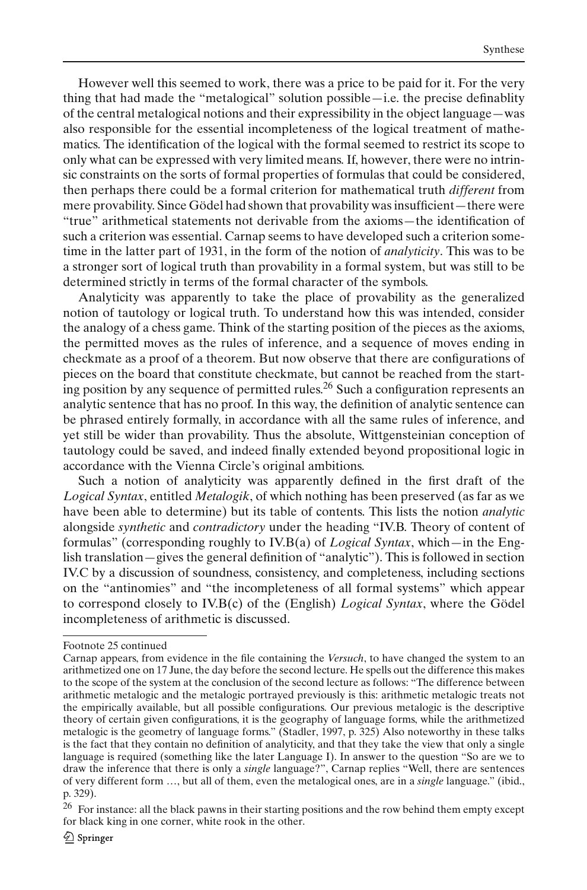However well this seemed to work, there was a price to be paid for it. For the very thing that had made the "metalogical" solution possible—i.e. the precise definablity of the central metalogical notions and their expressibility in the object language—was also responsible for the essential incompleteness of the logical treatment of mathematics. The identification of the logical with the formal seemed to restrict its scope to only what can be expressed with very limited means. If, however, there were no intrinsic constraints on the sorts of formal properties of formulas that could be considered, then perhaps there could be a formal criterion for mathematical truth *different* from mere provability. Since Gödel had shown that provability was insufficient—there were "true" arithmetical statements not derivable from the axioms—the identification of such a criterion was essential. Carnap seems to have developed such a criterion sometime in the latter part of 1931, in the form of the notion of *analyticity*. This was to be a stronger sort of logical truth than provability in a formal system, but was still to be determined strictly in terms of the formal character of the symbols.

Analyticity was apparently to take the place of provability as the generalized notion of tautology or logical truth. To understand how this was intended, consider the analogy of a chess game. Think of the starting position of the pieces as the axioms, the permitted moves as the rules of inference, and a sequence of moves ending in checkmate as a proof of a theorem. But now observe that there are configurations of pieces on the board that constitute checkmate, but cannot be reached from the starting position by any sequence of permitted rules.[26] Such a configuration represents an analytic sentence that has no proof. In this way, the definition of analytic sentence can be phrased entirely formally, in accordance with all the same rules of inference, and yet still be wider than provability. Thus the absolute, Wittgensteinian conception of tautology could be saved, and indeed finally extended beyond propositional logic in accordance with the Vienna Circle's original ambitions.

Such a notion of analyticity was apparently defined in the first draft of the *Logical Syntax*, entitled *Metalogik*, of which nothing has been preserved (as far as we have been able to determine) but its table of contents. This lists the notion *analytic* alongside *synthetic* and *contradictory* under the heading "IV.B. Theory of content of formulas" (corresponding roughly to IV.B(a) of *Logical Syntax*, which—in the English translation—gives the general definition of "analytic"). This is followed in section IV.C by a discussion of soundness, consistency, and completeness, including sections on the "antinomies" and "the incompleteness of all formal systems" which appear to correspond closely to IV.B(c) of the (English) *Logical Syntax*, where the Gödel incompleteness of arithmetic is discussed.

---

Footnote 25 continued

Carnap appears, from evidence in the file containing the *Versuch*, to have changed the system to an arithmetized one on 17 June, the day before the second lecture. He spells out the difference this makes to the scope of the system at the conclusion of the second lecture as follows: "The difference between arithmetic metalogic and the metalogic portrayed previously is this: arithmetic metalogic treats not the empirically available, but all possible configurations. Our previous metalogic is the descriptive theory of certain given configurations, it is the geography of language forms, while the arithmetized metalogic is the geometry of language forms." (Stadler, 1997, p. 325) Also noteworthy in these talks is the fact that they contain no definition of analyticity, and that they take the view that only a single language is required (something like the later Language I). In answer to the question "So are we to draw the inference that there is only a *single* language?", Carnap replies "Well, there are sentences of very different form …, but all of them, even the metalogical ones, are in a *single* language." (ibid., p. 329).

[26] For instance: all the black pawns in their starting positions and the row behind them empty except for black king in one corner, white rook in the other.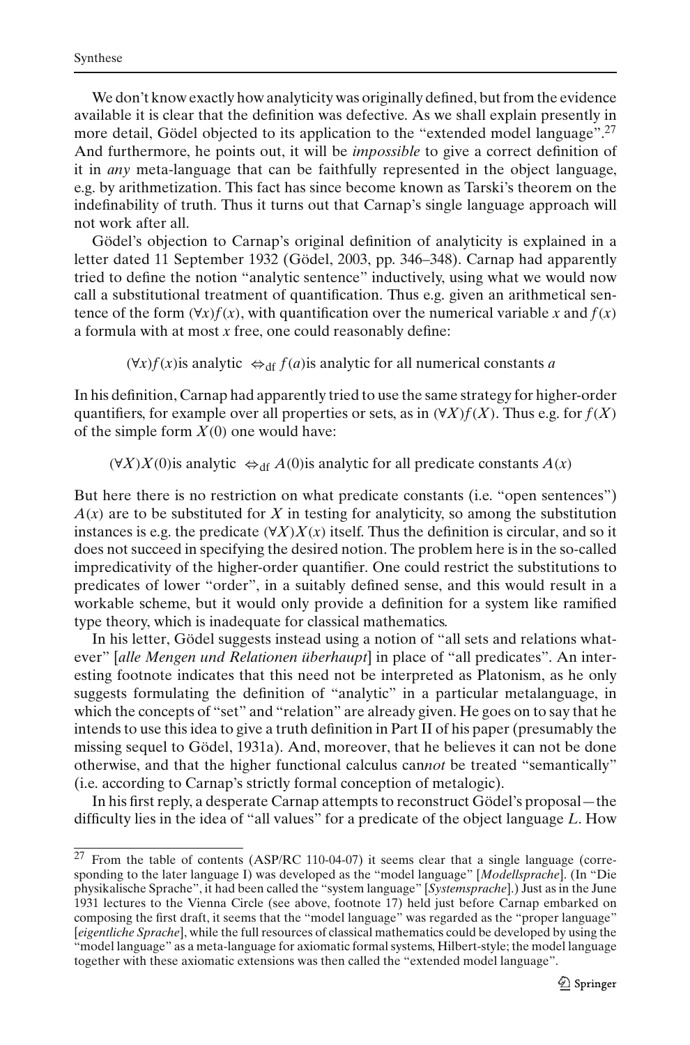We don't know exactly how analyticity was originally defined, but from the evidence available it is clear that the definition was defective. As we shall explain presently in more detail, Gödel objected to its application to the "extended model language".[27] And furthermore, he points out, it will be *impossible* to give a correct definition of it in *any* meta-language that can be faithfully represented in the object language, e.g. by arithmetization. This fact has since become known as Tarski's theorem on the indefinability of truth. Thus it turns out that Carnap's single language approach will not work after all.

Gödel's objection to Carnap's original definition of analyticity is explained in a letter dated 11 September 1932 (Gödel, 2003, pp. 346–348). Carnap had apparently tried to define the notion "analytic sentence" inductively, using what we would now call a substitutional treatment of quantification. Thus e.g. given an arithmetical sentence of the form $(\forall x)f(x)$, with quantification over the numerical variable $x$ and $f(x)$ a formula with at most $x$ free, one could reasonably define:

$$(\forall x)f(x) \text{is analytic } \Leftrightarrow_{\text{df}} f(a) \text{is analytic for all numerical constants } a$$

In his definition, Carnap had apparently tried to use the same strategy for higher-order quantifiers, for example over all properties or sets, as in $(\forall X)f(X)$. Thus e.g. for $f(X)$ of the simple form $X(0)$ one would have:

$$(\forall X)X(0) \text{is analytic } \Leftrightarrow_{\text{df}} A(0) \text{is analytic for all predicate constants } A(x)$$

But here there is no restriction on what predicate constants (i.e. "open sentences") $A(x)$ are to be substituted for $X$ in testing for analyticity, so among the substitution instances is e.g. the predicate $(\forall X)X(x)$ itself. Thus the definition is circular, and so it does not succeed in specifying the desired notion. The problem here is in the so-called impredicativity of the higher-order quantifier. One could restrict the substitutions to predicates of lower "order", in a suitably defined sense, and this would result in a workable scheme, but it would only provide a definition for a system like ramified type theory, which is inadequate for classical mathematics.

In his letter, Gödel suggests instead using a notion of "all sets and relations whatever" [*alle Mengen und Relationen überhaupt*] in place of "all predicates". An interesting footnote indicates that this need not be interpreted as Platonism, as he only suggests formulating the definition of "analytic" in a particular metalanguage, in which the concepts of "set" and "relation" are already given. He goes on to say that he intends to use this idea to give a truth definition in Part II of his paper (presumably the missing sequel to Gödel, 1931a). And, moreover, that he believes it can not be done otherwise, and that the higher functional calculus can*not* be treated "semantically" (i.e. according to Carnap's strictly formal conception of metalogic).

In his first reply, a desperate Carnap attempts to reconstruct Gödel's proposal—the difficulty lies in the idea of "all values" for a predicate of the object language $L$. How

---

[27] From the table of contents (ASP/RC 110-04-07) it seems clear that a single language (corresponding to the later language I) was developed as the "model language" [*Modellsprache*]. (In "Die physikalische Sprache", it had been called the "system language" [*Systemsprache*].) Just as in the June 1931 lectures to the Vienna Circle (see above, footnote 17) held just before Carnap embarked on composing the first draft, it seems that the "model language" was regarded as the "proper language" [*eigentliche Sprache*], while the full resources of classical mathematics could be developed by using the "model language" as a meta-language for axiomatic formal systems, Hilbert-style; the model language together with these axiomatic extensions was then called the "extended model language".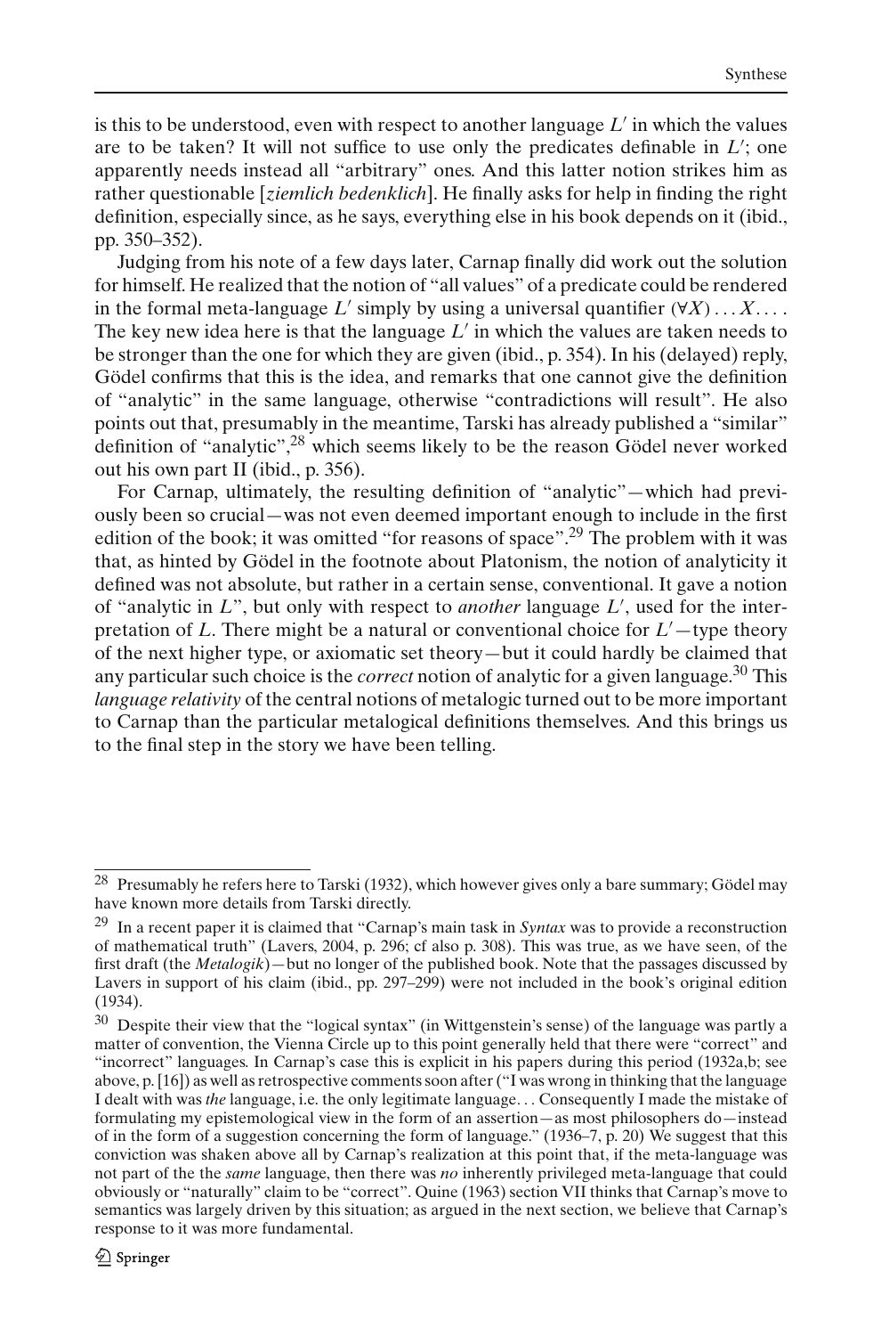is this to be understood, even with respect to another language $L'$ in which the values are to be taken? It will not suffice to use only the predicates definable in $L'$; one apparently needs instead all "arbitrary" ones. And this latter notion strikes him as rather questionable [*ziemlich bedenklich*]. He finally asks for help in finding the right definition, especially since, as he says, everything else in his book depends on it (ibid., pp. 350–352).

Judging from his note of a few days later, Carnap finally did work out the solution for himself. He realized that the notion of "all values" of a predicate could be rendered in the formal meta-language $L'$ simply by using a universal quantifier $(\forall X) \ldots X \ldots$. The key new idea here is that the language $L'$ in which the values are taken needs to be stronger than the one for which they are given (ibid., p. 354). In his (delayed) reply, Gödel confirms that this is the idea, and remarks that one cannot give the definition of "analytic" in the same language, otherwise "contradictions will result". He also points out that, presumably in the meantime, Tarski has already published a "similar" definition of "analytic",[28] which seems likely to be the reason Gödel never worked out his own part II (ibid., p. 356).

For Carnap, ultimately, the resulting definition of "analytic"—which had previously been so crucial—was not even deemed important enough to include in the first edition of the book; it was omitted "for reasons of space".[29] The problem with it was that, as hinted by Gödel in the footnote about Platonism, the notion of analyticity it defined was not absolute, but rather in a certain sense, conventional. It gave a notion of "analytic in $L$", but only with respect to *another* language $L'$, used for the interpretation of $L$. There might be a natural or conventional choice for $L'$—type theory of the next higher type, or axiomatic set theory—but it could hardly be claimed that any particular such choice is the *correct* notion of analytic for a given language.[30] This *language relativity* of the central notions of metalogic turned out to be more important to Carnap than the particular metalogical definitions themselves. And this brings us to the final step in the story we have been telling.

---

[28] Presumably he refers here to Tarski (1932), which however gives only a bare summary; Gödel may have known more details from Tarski directly.

[29] In a recent paper it is claimed that "Carnap's main task in *Syntax* was to provide a reconstruction of mathematical truth" (Lavers, 2004, p. 296; cf also p. 308). This was true, as we have seen, of the first draft (the *Metalogik*)—but no longer of the published book. Note that the passages discussed by Lavers in support of his claim (ibid., pp. 297–299) were not included in the book's original edition (1934).

[30] Despite their view that the "logical syntax" (in Wittgenstein's sense) of the language was partly a matter of convention, the Vienna Circle up to this point generally held that there were "correct" and "incorrect" languages. In Carnap's case this is explicit in his papers during this period (1932a,b; see above, p. [16]) as well as retrospective comments soon after ("I was wrong in thinking that the language I dealt with was *the* language, i.e. the only legitimate language... Consequently I made the mistake of formulating my epistemological view in the form of an assertion—as most philosophers do—instead of in the form of a suggestion concerning the form of language." (1936–7, p. 20) We suggest that this conviction was shaken above all by Carnap's realization at this point that, if the meta-language was not part of the the *same* language, then there was *no* inherently privileged meta-language that could obviously or "naturally" claim to be "correct". Quine (1963) section VII thinks that Carnap's move to semantics was largely driven by this situation; as argued in the next section, we believe that Carnap's response to it was more fundamental.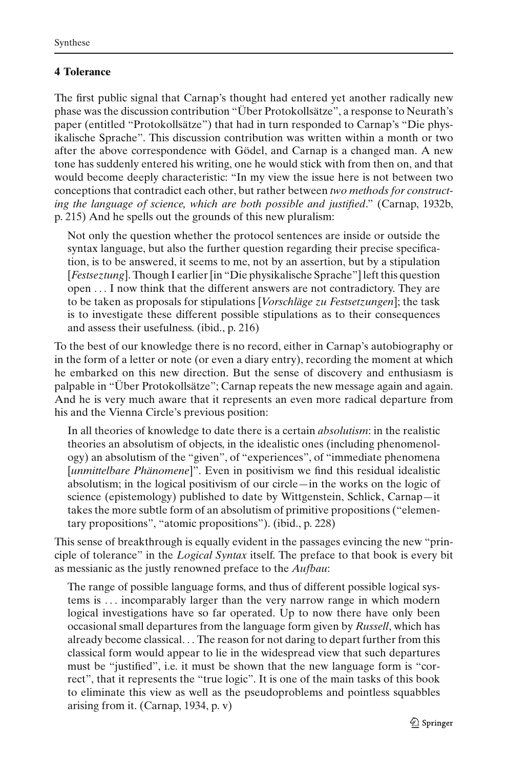## 4 Tolerance

The first public signal that Carnap's thought had entered yet another radically new phase was the discussion contribution "Über Protokollsätze", a response to Neurath's paper (entitled "Protokollsätze") that had in turn responded to Carnap's "Die physikalische Sprache". This discussion contribution was written within a month or two after the above correspondence with Gödel, and Carnap is a changed man. A new tone has suddenly entered his writing, one he would stick with from then on, and that would become deeply characteristic: "In my view the issue here is not between two conceptions that contradict each other, but rather between *two methods for constructing the language of science, which are both possible and justified*." (Carnap, 1932b, p. 215) And he spells out the grounds of this new pluralism:

> Not only the question whether the protocol sentences are inside or outside the syntax language, but also the further question regarding their precise specification, is to be answered, it seems to me, not by an assertion, but by a stipulation [*Festseztung*]. Though I earlier [in "Die physikalische Sprache"] left this question open ... I now think that the different answers are not contradictory. They are to be taken as proposals for stipulations [*Vorschläge zu Festsetzungen*]; the task is to investigate these different possible stipulations as to their consequences and assess their usefulness. (ibid., p. 216)

To the best of our knowledge there is no record, either in Carnap's autobiography or in the form of a letter or note (or even a diary entry), recording the moment at which he embarked on this new direction. But the sense of discovery and enthusiasm is palpable in "Über Protokollsätze"; Carnap repeats the new message again and again. And he is very much aware that it represents an even more radical departure from his and the Vienna Circle's previous position:

> In all theories of knowledge to date there is a certain *absolutism*: in the realistic theories an absolutism of objects, in the idealistic ones (including phenomenology) an absolutism of the "given", of "experiences", of "immediate phenomena [*unmittelbare Phänomene*]". Even in positivism we find this residual idealistic absolutism; in the logical positivism of our circle—in the works on the logic of science (epistemology) published to date by Wittgenstein, Schlick, Carnap—it takes the more subtle form of an absolutism of primitive propositions ("elementary propositions", "atomic propositions"). (ibid., p. 228)

This sense of breakthrough is equally evident in the passages evincing the new "principle of tolerance" in the *Logical Syntax* itself. The preface to that book is every bit as messianic as the justly renowned preface to the *Aufbau*:

> The range of possible language forms, and thus of different possible logical systems is ... incomparably larger than the very narrow range in which modern logical investigations have so far operated. Up to now there have only been occasional small departures from the language form given by *Russell*, which has already become classical... The reason for not daring to depart further from this classical form would appear to lie in the widespread view that such departures must be "justified", i.e. it must be shown that the new language form is "correct", that it represents the "true logic". It is one of the main tasks of this book to eliminate this view as well as the pseudoproblems and pointless squabbles arising from it. (Carnap, 1934, p. v)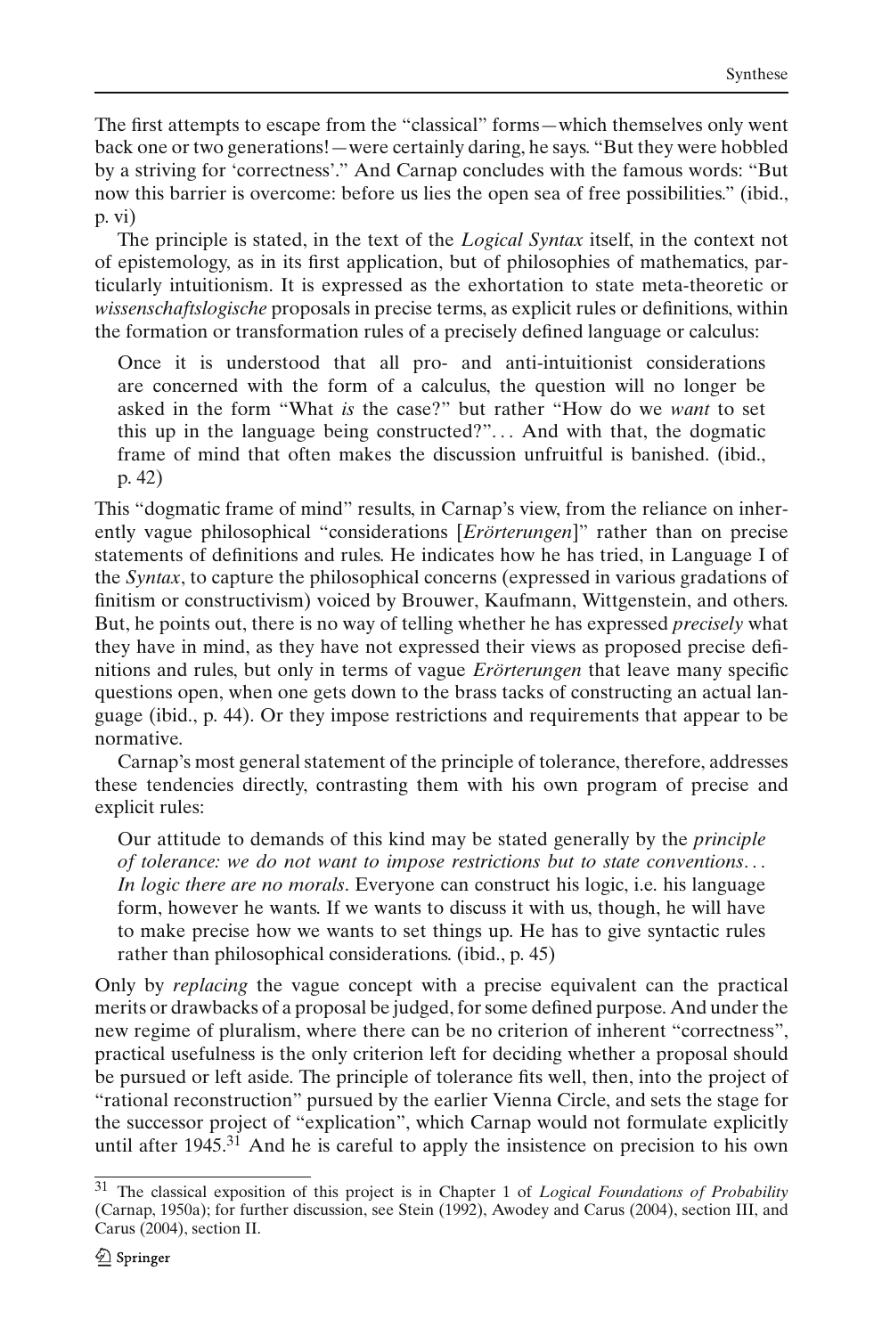The first attempts to escape from the "classical" forms—which themselves only went back one or two generations!—were certainly daring, he says. "But they were hobbled by a striving for 'correctness'." And Carnap concludes with the famous words: "But now this barrier is overcome: before us lies the open sea of free possibilities." (ibid., p. vi)

The principle is stated, in the text of the *Logical Syntax* itself, in the context not of epistemology, as in its first application, but of philosophies of mathematics, particularly intuitionism. It is expressed as the exhortation to state meta-theoretic or *wissenschaftslogische* proposals in precise terms, as explicit rules or definitions, within the formation or transformation rules of a precisely defined language or calculus:

> Once it is understood that all pro- and anti-intuitionist considerations are concerned with the form of a calculus, the question will no longer be asked in the form "What *is* the case?" but rather "How do we *want* to set this up in the language being constructed?"... And with that, the dogmatic frame of mind that often makes the discussion unfruitful is banished. (ibid., p. 42)

This "dogmatic frame of mind" results, in Carnap's view, from the reliance on inherently vague philosophical "considerations [*Erörterungen*]" rather than on precise statements of definitions and rules. He indicates how he has tried, in Language I of the *Syntax*, to capture the philosophical concerns (expressed in various gradations of finitism or constructivism) voiced by Brouwer, Kaufmann, Wittgenstein, and others. But, he points out, there is no way of telling whether he has expressed *precisely* what they have in mind, as they have not expressed their views as proposed precise definitions and rules, but only in terms of vague *Erörterungen* that leave many specific questions open, when one gets down to the brass tacks of constructing an actual language (ibid., p. 44). Or they impose restrictions and requirements that appear to be normative.

Carnap's most general statement of the principle of tolerance, therefore, addresses these tendencies directly, contrasting them with his own program of precise and explicit rules:

> Our attitude to demands of this kind may be stated generally by the *principle of tolerance: we do not want to impose restrictions but to state conventions... In logic there are no morals*. Everyone can construct his logic, i.e. his language form, however he wants. If we wants to discuss it with us, though, he will have to make precise how we wants to set things up. He has to give syntactic rules rather than philosophical considerations. (ibid., p. 45)

Only by *replacing* the vague concept with a precise equivalent can the practical merits or drawbacks of a proposal be judged, for some defined purpose. And under the new regime of pluralism, where there can be no criterion of inherent "correctness", practical usefulness is the only criterion left for deciding whether a proposal should be pursued or left aside. The principle of tolerance fits well, then, into the project of "rational reconstruction" pursued by the earlier Vienna Circle, and sets the stage for the successor project of "explication", which Carnap would not formulate explicitly until after 1945.[31] And he is careful to apply the insistence on precision to his own

---

[31] The classical exposition of this project is in Chapter 1 of *Logical Foundations of Probability* (Carnap, 1950a); for further discussion, see Stein (1992), Awodey and Carus (2004), section III, and Carus (2004), section II.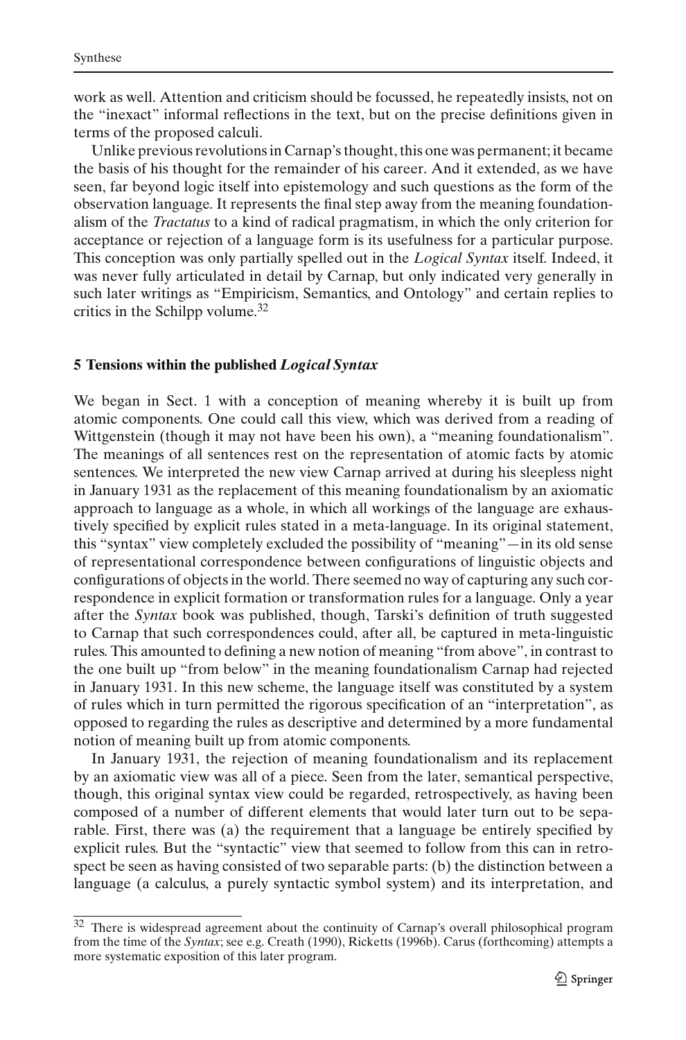work as well. Attention and criticism should be focussed, he repeatedly insists, not on the "inexact" informal reflections in the text, but on the precise definitions given in terms of the proposed calculi.

Unlike previous revolutions in Carnap's thought, this one was permanent; it became the basis of his thought for the remainder of his career. And it extended, as we have seen, far beyond logic itself into epistemology and such questions as the form of the observation language. It represents the final step away from the meaning foundationalism of the *Tractatus* to a kind of radical pragmatism, in which the only criterion for acceptance or rejection of a language form is its usefulness for a particular purpose. This conception was only partially spelled out in the *Logical Syntax* itself. Indeed, it was never fully articulated in detail by Carnap, but only indicated very generally in such later writings as "Empiricism, Semantics, and Ontology" and certain replies to critics in the Schilpp volume.[32]

## 5 Tensions within the published *Logical Syntax*

We began in Sect. 1 with a conception of meaning whereby it is built up from atomic components. One could call this view, which was derived from a reading of Wittgenstein (though it may not have been his own), a "meaning foundationalism". The meanings of all sentences rest on the representation of atomic facts by atomic sentences. We interpreted the new view Carnap arrived at during his sleepless night in January 1931 as the replacement of this meaning foundationalism by an axiomatic approach to language as a whole, in which all workings of the language are exhaustively specified by explicit rules stated in a meta-language. In its original statement, this "syntax" view completely excluded the possibility of "meaning"—in its old sense of representational correspondence between configurations of linguistic objects and configurations of objects in the world. There seemed no way of capturing any such correspondence in explicit formation or transformation rules for a language. Only a year after the *Syntax* book was published, though, Tarski's definition of truth suggested to Carnap that such correspondences could, after all, be captured in meta-linguistic rules. This amounted to defining a new notion of meaning "from above", in contrast to the one built up "from below" in the meaning foundationalism Carnap had rejected in January 1931. In this new scheme, the language itself was constituted by a system of rules which in turn permitted the rigorous specification of an "interpretation", as opposed to regarding the rules as descriptive and determined by a more fundamental notion of meaning built up from atomic components.

In January 1931, the rejection of meaning foundationalism and its replacement by an axiomatic view was all of a piece. Seen from the later, semantical perspective, though, this original syntax view could be regarded, retrospectively, as having been composed of a number of different elements that would later turn out to be separable. First, there was (a) the requirement that a language be entirely specified by explicit rules. But the "syntactic" view that seemed to follow from this can in retrospect be seen as having consisted of two separable parts: (b) the distinction between a language (a calculus, a purely syntactic symbol system) and its interpretation, and

[32] There is widespread agreement about the continuity of Carnap's overall philosophical program from the time of the *Syntax*; see e.g. Creath (1990), Ricketts (1996b). Carus (forthcoming) attempts a more systematic exposition of this later program.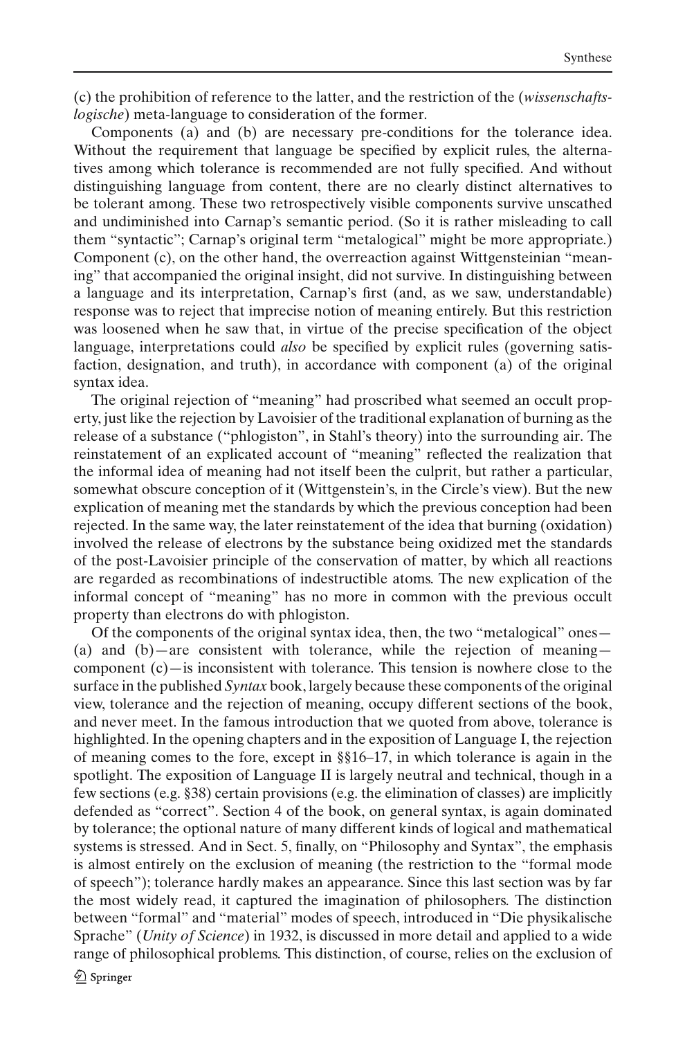(c) the prohibition of reference to the latter, and the restriction of the (*wissenschafts-logische*) meta-language to consideration of the former.

Components (a) and (b) are necessary pre-conditions for the tolerance idea. Without the requirement that language be specified by explicit rules, the alternatives among which tolerance is recommended are not fully specified. And without distinguishing language from content, there are no clearly distinct alternatives to be tolerant among. These two retrospectively visible components survive unscathed and undiminished into Carnap's semantic period. (So it is rather misleading to call them "syntactic"; Carnap's original term "metalogical" might be more appropriate.) Component (c), on the other hand, the overreaction against Wittgensteinian "meaning" that accompanied the original insight, did not survive. In distinguishing between a language and its interpretation, Carnap's first (and, as we saw, understandable) response was to reject that imprecise notion of meaning entirely. But this restriction was loosened when he saw that, in virtue of the precise specification of the object language, interpretations could *also* be specified by explicit rules (governing satisfaction, designation, and truth), in accordance with component (a) of the original syntax idea.

The original rejection of "meaning" had proscribed what seemed an occult property, just like the rejection by Lavoisier of the traditional explanation of burning as the release of a substance ("phlogiston", in Stahl's theory) into the surrounding air. The reinstatement of an explicated account of "meaning" reflected the realization that the informal idea of meaning had not itself been the culprit, but rather a particular, somewhat obscure conception of it (Wittgenstein's, in the Circle's view). But the new explication of meaning met the standards by which the previous conception had been rejected. In the same way, the later reinstatement of the idea that burning (oxidation) involved the release of electrons by the substance being oxidized met the standards of the post-Lavoisier principle of the conservation of matter, by which all reactions are regarded as recombinations of indestructible atoms. The new explication of the informal concept of "meaning" has no more in common with the previous occult property than electrons do with phlogiston.

Of the components of the original syntax idea, then, the two "metalogical" ones—(a) and (b)—are consistent with tolerance, while the rejection of meaning—component (c)—is inconsistent with tolerance. This tension is nowhere close to the surface in the published *Syntax* book, largely because these components of the original view, tolerance and the rejection of meaning, occupy different sections of the book, and never meet. In the famous introduction that we quoted from above, tolerance is highlighted. In the opening chapters and in the exposition of Language I, the rejection of meaning comes to the fore, except in §§16–17, in which tolerance is again in the spotlight. The exposition of Language II is largely neutral and technical, though in a few sections (e.g. §38) certain provisions (e.g. the elimination of classes) are implicitly defended as "correct". Section 4 of the book, on general syntax, is again dominated by tolerance; the optional nature of many different kinds of logical and mathematical systems is stressed. And in Sect. 5, finally, on "Philosophy and Syntax", the emphasis is almost entirely on the exclusion of meaning (the restriction to the "formal mode of speech"); tolerance hardly makes an appearance. Since this last section was by far the most widely read, it captured the imagination of philosophers. The distinction between "formal" and "material" modes of speech, introduced in "Die physikalische Sprache" (*Unity of Science*) in 1932, is discussed in more detail and applied to a wide range of philosophical problems. This distinction, of course, relies on the exclusion of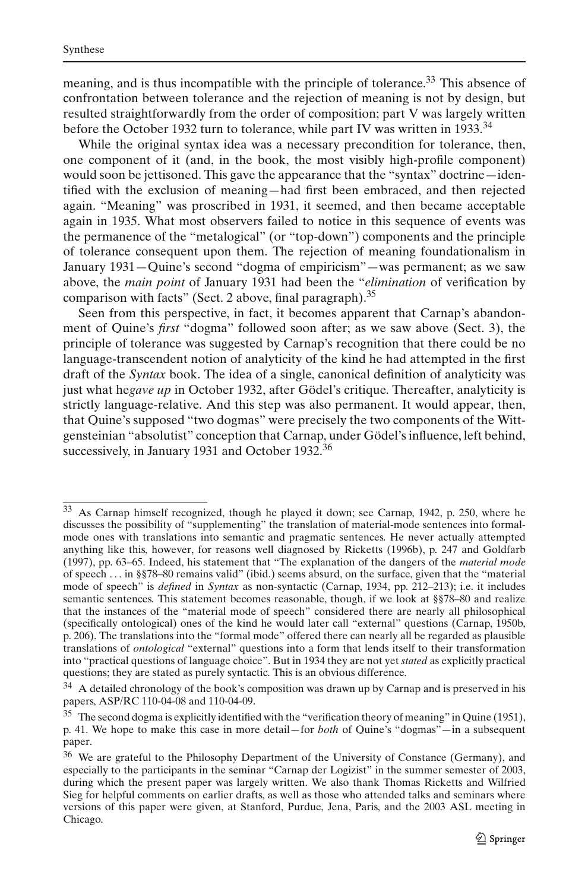meaning, and is thus incompatible with the principle of tolerance.[33] This absence of confrontation between tolerance and the rejection of meaning is not by design, but resulted straightforwardly from the order of composition; part V was largely written before the October 1932 turn to tolerance, while part IV was written in 1933.[34]

While the original syntax idea was a necessary precondition for tolerance, then, one component of it (and, in the book, the most visibly high-profile component) would soon be jettisoned. This gave the appearance that the "syntax" doctrine—identified with the exclusion of meaning—had first been embraced, and then rejected again. "Meaning" was proscribed in 1931, it seemed, and then became acceptable again in 1935. What most observers failed to notice in this sequence of events was the permanence of the "metalogical" (or "top-down") components and the principle of tolerance consequent upon them. The rejection of meaning foundationalism in January 1931—Quine's second "dogma of empiricism"—was permanent; as we saw above, the *main point* of January 1931 had been the "*elimination* of verification by comparison with facts" (Sect. 2 above, final paragraph).[35]

Seen from this perspective, in fact, it becomes apparent that Carnap's abandonment of Quine's *first* "dogma" followed soon after; as we saw above (Sect. 3), the principle of tolerance was suggested by Carnap's recognition that there could be no language-transcendent notion of analyticity of the kind he had attempted in the first draft of the *Syntax* book. The idea of a single, canonical definition of analyticity was just what he*gave up* in October 1932, after Gödel's critique. Thereafter, analyticity is strictly language-relative. And this step was also permanent. It would appear, then, that Quine's supposed "two dogmas" were precisely the two components of the Wittgensteinian "absolutist" conception that Carnap, under Gödel's influence, left behind, successively, in January 1931 and October 1932.[36]

---

[33] As Carnap himself recognized, though he played it down; see Carnap, 1942, p. 250, where he discusses the possibility of "supplementing" the translation of material-mode sentences into formal-mode ones with translations into semantic and pragmatic sentences. He never actually attempted anything like this, however, for reasons well diagnosed by Ricketts (1996b), p. 247 and Goldfarb (1997), pp. 63–65. Indeed, his statement that "The explanation of the dangers of the *material mode* of speech ... in §§78–80 remains valid" (ibid.) seems absurd, on the surface, given that the "material mode of speech" is *defined* in *Syntax* as non-syntactic (Carnap, 1934, pp. 212–213); i.e. it includes semantic sentences. This statement becomes reasonable, though, if we look at §§78–80 and realize that the instances of the "material mode of speech" considered there are nearly all philosophical (specifically ontological) ones of the kind he would later call "external" questions (Carnap, 1950b, p. 206). The translations into the "formal mode" offered there can nearly all be regarded as plausible translations of *ontological* "external" questions into a form that lends itself to their transformation into "practical questions of language choice". But in 1934 they are not yet *stated* as explicitly practical questions; they are stated as purely syntactic. This is an obvious difference.

[34] A detailed chronology of the book's composition was drawn up by Carnap and is preserved in his papers, ASP/RC 110-04-08 and 110-04-09.

[35] The second dogma is explicitly identified with the "verification theory of meaning" in Quine (1951), p. 41. We hope to make this case in more detail—for *both* of Quine's "dogmas"—in a subsequent paper.

[36] We are grateful to the Philosophy Department of the University of Constance (Germany), and especially to the participants in the seminar "Carnap der Logizist" in the summer semester of 2003, during which the present paper was largely written. We also thank Thomas Ricketts and Wilfried Sieg for helpful comments on earlier drafts, as well as those who attended talks and seminars where versions of this paper were given, at Stanford, Purdue, Jena, Paris, and the 2003 ASL meeting in Chicago.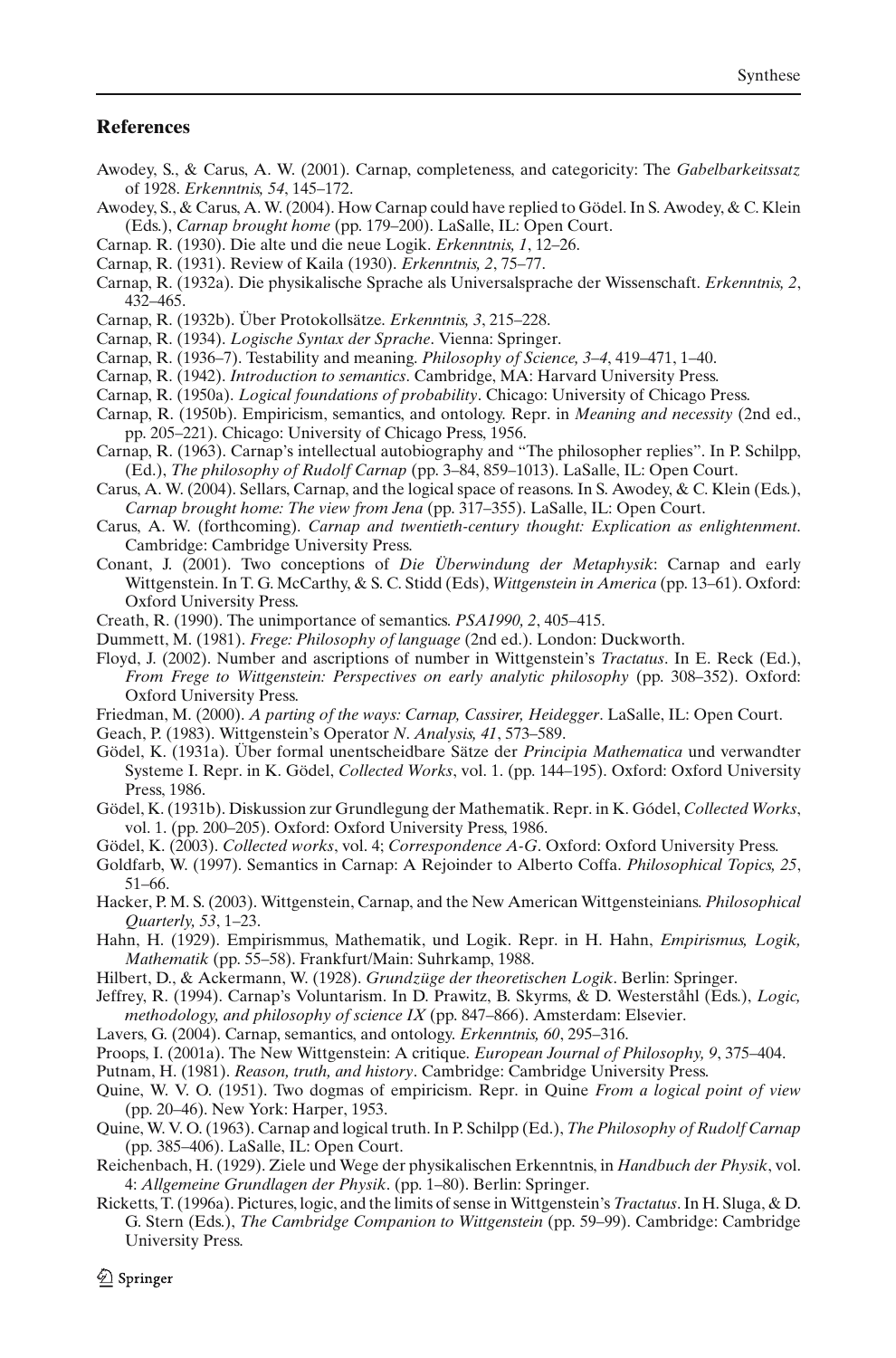## References

Awodey, S., & Carus, A. W. (2001). Carnap, completeness, and categoricity: The *Gabelbarkeitssatz* of 1928. *Erkenntnis, 54*, 145–172.

Awodey, S., & Carus, A. W. (2004). How Carnap could have replied to Gödel. In S. Awodey, & C. Klein (Eds.), *Carnap brought home* (pp. 179–200). LaSalle, IL: Open Court.

Carnap. R. (1930). Die alte und die neue Logik. *Erkenntnis, 1*, 12–26.

Carnap, R. (1931). Review of Kaila (1930). *Erkenntnis, 2*, 75–77.

Carnap, R. (1932a). Die physikalische Sprache als Universalsprache der Wissenschaft. *Erkenntnis, 2*, 432–465.

Carnap, R. (1932b). Über Protokollsätze. *Erkenntnis, 3*, 215–228.

Carnap, R. (1934). *Logische Syntax der Sprache*. Vienna: Springer.

Carnap, R. (1936–7). Testability and meaning. *Philosophy of Science, 3–4*, 419–471, 1–40.

Carnap, R. (1942). *Introduction to semantics*. Cambridge, MA: Harvard University Press.

Carnap, R. (1950a). *Logical foundations of probability*. Chicago: University of Chicago Press.

Carnap, R. (1950b). Empiricism, semantics, and ontology. Repr. in *Meaning and necessity* (2nd ed., pp. 205–221). Chicago: University of Chicago Press, 1956.

Carnap, R. (1963). Carnap's intellectual autobiography and "The philosopher replies". In P. Schilpp, (Ed.), *The philosophy of Rudolf Carnap* (pp. 3–84, 859–1013). LaSalle, IL: Open Court.

Carus, A. W. (2004). Sellars, Carnap, and the logical space of reasons. In S. Awodey, & C. Klein (Eds.), *Carnap brought home: The view from Jena* (pp. 317–355). LaSalle, IL: Open Court.

Carus, A. W. (forthcoming). *Carnap and twentieth-century thought: Explication as enlightenment*. Cambridge: Cambridge University Press.

Conant, J. (2001). Two conceptions of *Die Überwindung der Metaphysik*: Carnap and early Wittgenstein. In T. G. McCarthy, & S. C. Stidd (Eds), *Wittgenstein in America* (pp. 13–61). Oxford: Oxford University Press.

Creath, R. (1990). The unimportance of semantics. *PSA1990, 2*, 405–415.

Dummett, M. (1981). *Frege: Philosophy of language* (2nd ed.). London: Duckworth.

Floyd, J. (2002). Number and ascriptions of number in Wittgenstein's *Tractatus*. In E. Reck (Ed.), *From Frege to Wittgenstein: Perspectives on early analytic philosophy* (pp. 308–352). Oxford: Oxford University Press.

Friedman, M. (2000). *A parting of the ways: Carnap, Cassirer, Heidegger*. LaSalle, IL: Open Court.

Geach, P. (1983). Wittgenstein's Operator *N*. *Analysis, 41*, 573–589.

Gödel, K. (1931a). Über formal unentscheidbare Sätze der *Principia Mathematica* und verwandter Systeme I. Repr. in K. Gödel, *Collected Works*, vol. 1. (pp. 144–195). Oxford: Oxford University Press, 1986.

Gödel, K. (1931b). Diskussion zur Grundlegung der Mathematik. Repr. in K. Gódel, *Collected Works*, vol. 1. (pp. 200–205). Oxford: Oxford University Press, 1986.

Gödel, K. (2003). *Collected works*, vol. 4; *Correspondence A-G*. Oxford: Oxford University Press.

Goldfarb, W. (1997). Semantics in Carnap: A Rejoinder to Alberto Coffa. *Philosophical Topics, 25*, 51–66.

Hacker, P. M. S. (2003). Wittgenstein, Carnap, and the New American Wittgensteinians. *Philosophical Quarterly, 53*, 1–23.

Hahn, H. (1929). Empirismmus, Mathematik, und Logik. Repr. in H. Hahn, *Empirismus, Logik, Mathematik* (pp. 55–58). Frankfurt/Main: Suhrkamp, 1988.

Hilbert, D., & Ackermann, W. (1928). *Grundzüge der theoretischen Logik*. Berlin: Springer.

Jeffrey, R. (1994). Carnap's Voluntarism. In D. Prawitz, B. Skyrms, & D. Westerståhl (Eds.), *Logic, methodology, and philosophy of science IX* (pp. 847–866). Amsterdam: Elsevier.

Lavers, G. (2004). Carnap, semantics, and ontology. *Erkenntnis, 60*, 295–316.

Proops, I. (2001a). The New Wittgenstein: A critique. *European Journal of Philosophy, 9*, 375–404.

Putnam, H. (1981). *Reason, truth, and history*. Cambridge: Cambridge University Press.

Quine, W. V. O. (1951). Two dogmas of empiricism. Repr. in Quine *From a logical point of view* (pp. 20–46). New York: Harper, 1953.

Quine, W. V. O. (1963). Carnap and logical truth. In P. Schilpp (Ed.), *The Philosophy of Rudolf Carnap* (pp. 385–406). LaSalle, IL: Open Court.

Reichenbach, H. (1929). Ziele und Wege der physikalischen Erkenntnis, in *Handbuch der Physik*, vol. 4: *Allgemeine Grundlagen der Physik*. (pp. 1–80). Berlin: Springer.

Ricketts, T. (1996a). Pictures, logic, and the limits of sense in Wittgenstein's *Tractatus*. In H. Sluga, & D. G. Stern (Eds.), *The Cambridge Companion to Wittgenstein* (pp. 59–99). Cambridge: Cambridge University Press.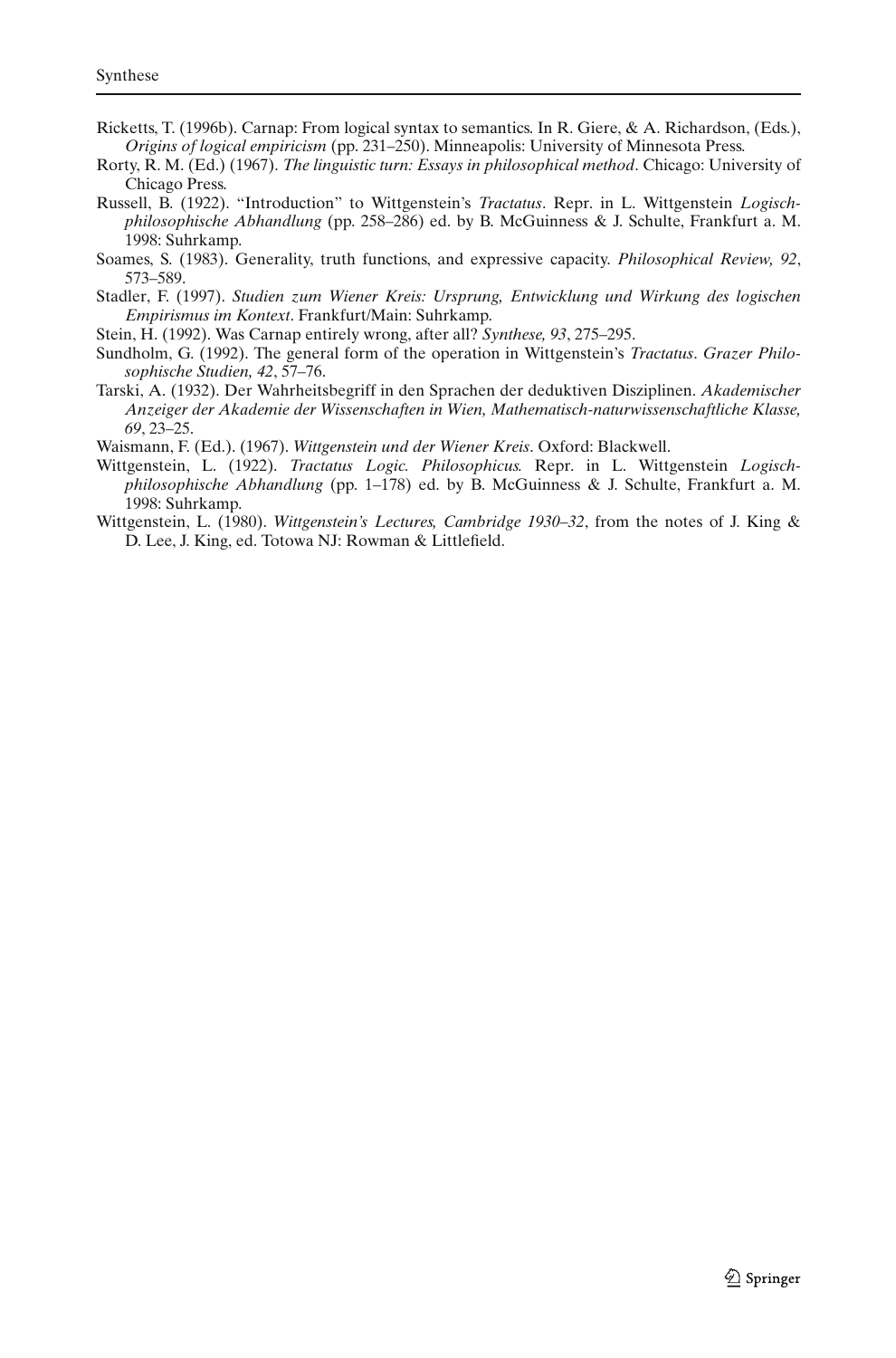Ricketts, T. (1996b). Carnap: From logical syntax to semantics. In R. Giere, & A. Richardson, (Eds.), *Origins of logical empiricism* (pp. 231–250). Minneapolis: University of Minnesota Press.

Rorty, R. M. (Ed.) (1967). *The linguistic turn: Essays in philosophical method*. Chicago: University of Chicago Press.

Russell, B. (1922). "Introduction" to Wittgenstein's *Tractatus*. Repr. in L. Wittgenstein *Logisch-philosophische Abhandlung* (pp. 258–286) ed. by B. McGuinness & J. Schulte, Frankfurt a. M. 1998: Suhrkamp.

Soames, S. (1983). Generality, truth functions, and expressive capacity. *Philosophical Review, 92*, 573–589.

Stadler, F. (1997). *Studien zum Wiener Kreis: Ursprung, Entwicklung und Wirkung des logischen Empirismus im Kontext*. Frankfurt/Main: Suhrkamp.

Stein, H. (1992). Was Carnap entirely wrong, after all? *Synthese, 93*, 275–295.

Sundholm, G. (1992). The general form of the operation in Wittgenstein's *Tractatus*. *Grazer Philosophische Studien, 42*, 57–76.

Tarski, A. (1932). Der Wahrheitsbegriff in den Sprachen der deduktiven Disziplinen. *Akademischer Anzeiger der Akademie der Wissenschaften in Wien, Mathematisch-naturwissenschaftliche Klasse, 69*, 23–25.

Waismann, F. (Ed.). (1967). *Wittgenstein und der Wiener Kreis*. Oxford: Blackwell.

Wittgenstein, L. (1922). *Tractatus Logic. Philosophicus.* Repr. in L. Wittgenstein *Logisch-philosophische Abhandlung* (pp. 1–178) ed. by B. McGuinness & J. Schulte, Frankfurt a. M. 1998: Suhrkamp.

Wittgenstein, L. (1980). *Wittgenstein's Lectures, Cambridge 1930–32*, from the notes of J. King & D. Lee, J. King, ed. Totowa NJ: Rowman & Littlefield.